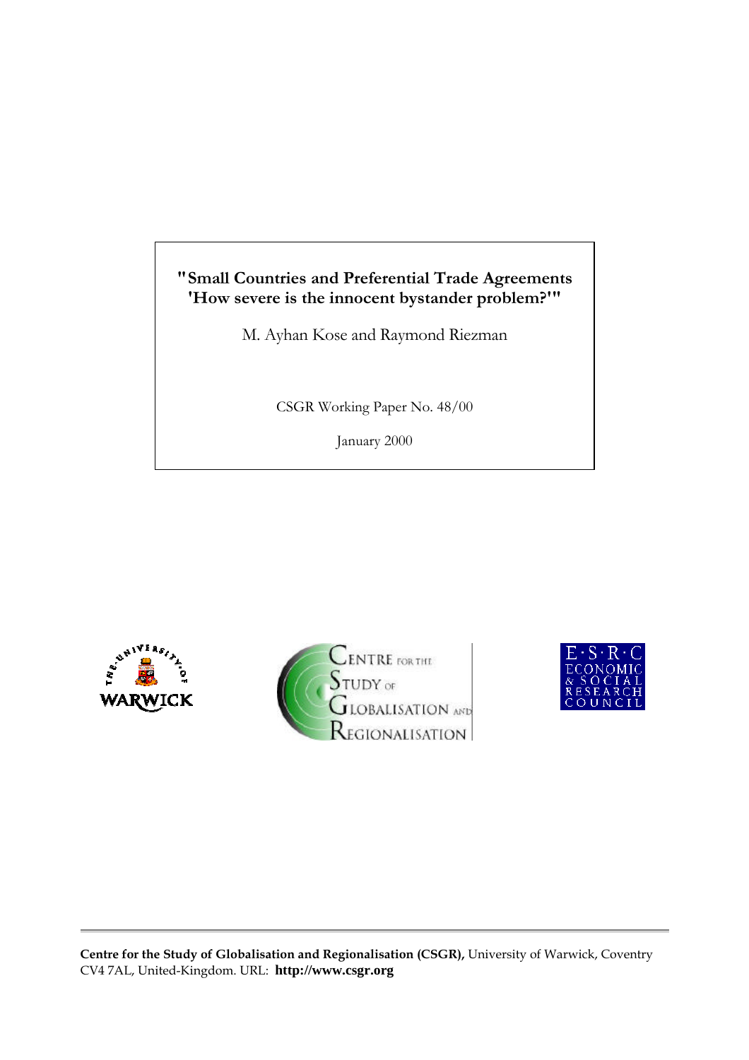# "Small Countries and Preferential Trade Agreements 'How severe is the innocent bystander problem?'"

M. Ayhan Kose and Raymond Riezman

CSGR Working Paper No. 48/00

January 2000

**Centre for the Study of Globalisation and Regionalisation (CSGR),** University of Warwick, Coventry CV4 7AL, United-Kingdom. URL: **http://www.csgr.org**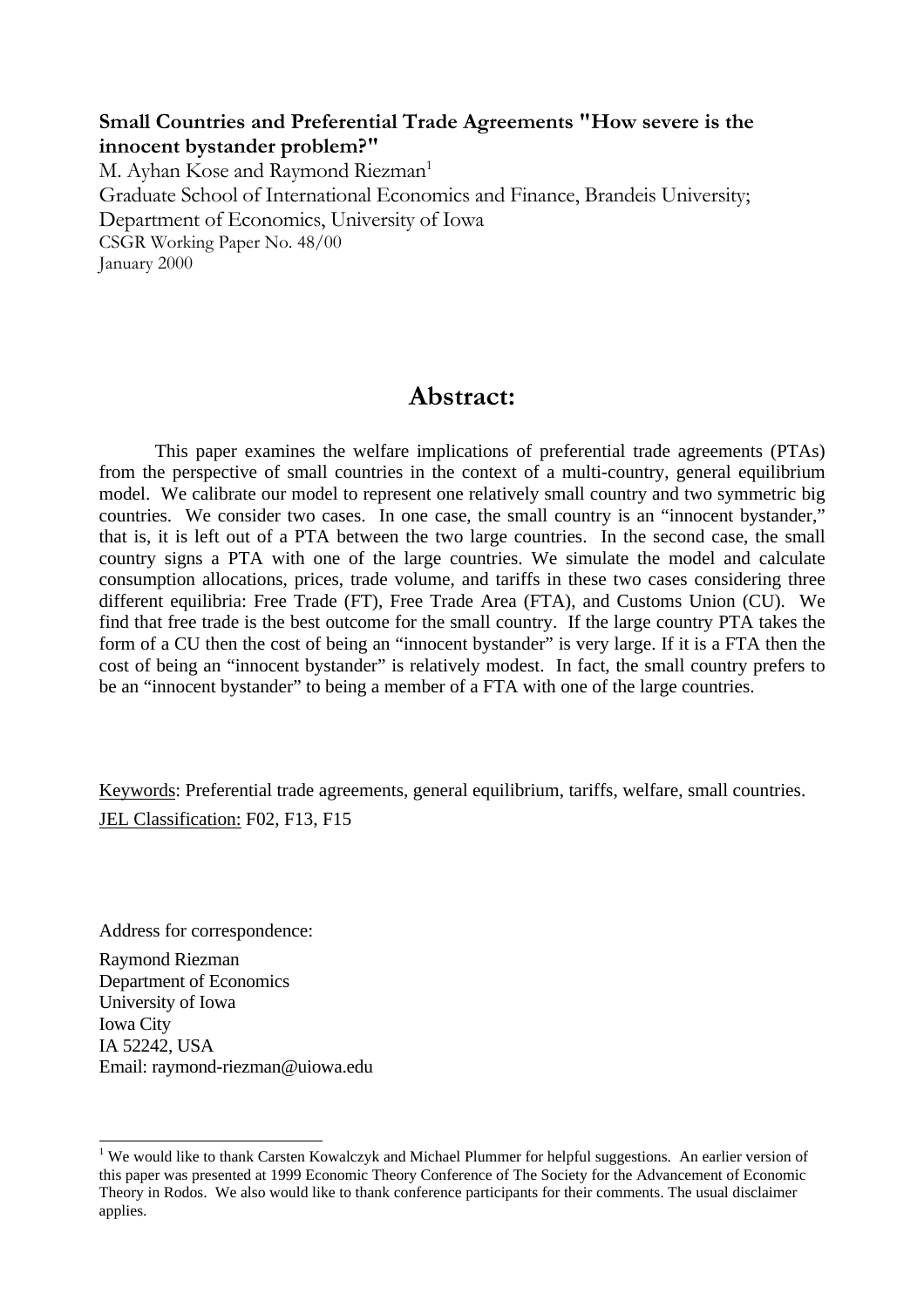**Small Countries and Preferential Trade Agreements "How severe is the innocent bystander problem?"**

M. Ayhan Kose and Raymond Riezman[1]

Graduate School of International Economics and Finance, Brandeis University;

Department of Economics, University of Iowa

CSGR Working Paper No. 48/00

January 2000

## Abstract:

This paper examines the welfare implications of preferential trade agreements (PTAs) from the perspective of small countries in the context of a multi-country, general equilibrium model. We calibrate our model to represent one relatively small country and two symmetric big countries. We consider two cases. In one case, the small country is an "innocent bystander," that is, it is left out of a PTA between the two large countries. In the second case, the small country signs a PTA with one of the large countries. We simulate the model and calculate consumption allocations, prices, trade volume, and tariffs in these two cases considering three different equilibria: Free Trade (FT), Free Trade Area (FTA), and Customs Union (CU). We find that free trade is the best outcome for the small country. If the large country PTA takes the form of a CU then the cost of being an "innocent bystander" is very large. If it is a FTA then the cost of being an "innocent bystander" is relatively modest. In fact, the small country prefers to be an "innocent bystander" to being a member of a FTA with one of the large countries.

Keywords: Preferential trade agreements, general equilibrium, tariffs, welfare, small countries.

JEL Classification: F02, F13, F15

Address for correspondence:

Raymond Riezman
Department of Economics
University of Iowa
Iowa City
IA 52242, USA
Email: raymond-riezman@uiowa.edu

[1] We would like to thank Carsten Kowalczyk and Michael Plummer for helpful suggestions. An earlier version of this paper was presented at 1999 Economic Theory Conference of The Society for the Advancement of Economic Theory in Rodos. We also would like to thank conference participants for their comments. The usual disclaimer applies.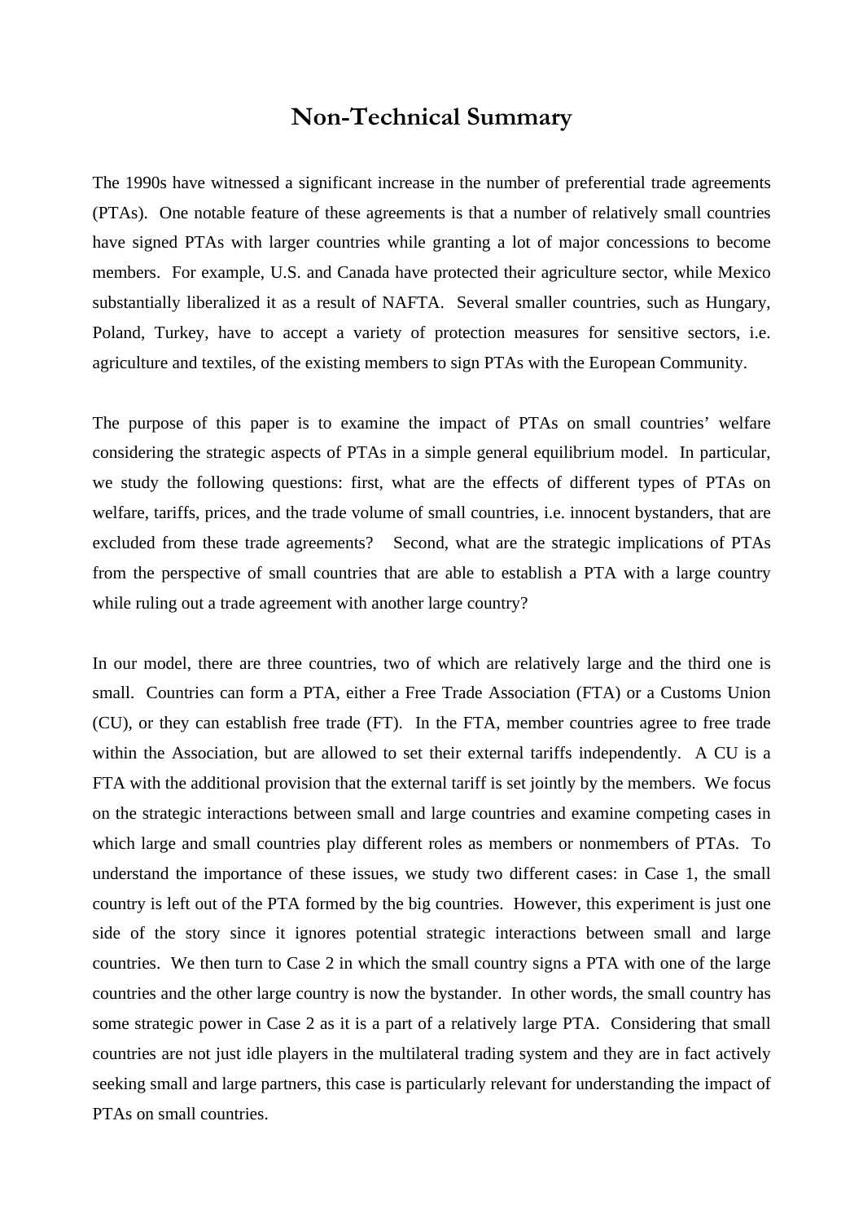# Non-Technical Summary

The 1990s have witnessed a significant increase in the number of preferential trade agreements (PTAs). One notable feature of these agreements is that a number of relatively small countries have signed PTAs with larger countries while granting a lot of major concessions to become members. For example, U.S. and Canada have protected their agriculture sector, while Mexico substantially liberalized it as a result of NAFTA. Several smaller countries, such as Hungary, Poland, Turkey, have to accept a variety of protection measures for sensitive sectors, i.e. agriculture and textiles, of the existing members to sign PTAs with the European Community.

The purpose of this paper is to examine the impact of PTAs on small countries' welfare considering the strategic aspects of PTAs in a simple general equilibrium model. In particular, we study the following questions: first, what are the effects of different types of PTAs on welfare, tariffs, prices, and the trade volume of small countries, i.e. innocent bystanders, that are excluded from these trade agreements? Second, what are the strategic implications of PTAs from the perspective of small countries that are able to establish a PTA with a large country while ruling out a trade agreement with another large country?

In our model, there are three countries, two of which are relatively large and the third one is small. Countries can form a PTA, either a Free Trade Association (FTA) or a Customs Union (CU), or they can establish free trade (FT). In the FTA, member countries agree to free trade within the Association, but are allowed to set their external tariffs independently. A CU is a FTA with the additional provision that the external tariff is set jointly by the members. We focus on the strategic interactions between small and large countries and examine competing cases in which large and small countries play different roles as members or nonmembers of PTAs. To understand the importance of these issues, we study two different cases: in Case 1, the small country is left out of the PTA formed by the big countries. However, this experiment is just one side of the story since it ignores potential strategic interactions between small and large countries. We then turn to Case 2 in which the small country signs a PTA with one of the large countries and the other large country is now the bystander. In other words, the small country has some strategic power in Case 2 as it is a part of a relatively large PTA. Considering that small countries are not just idle players in the multilateral trading system and they are in fact actively seeking small and large partners, this case is particularly relevant for understanding the impact of PTAs on small countries.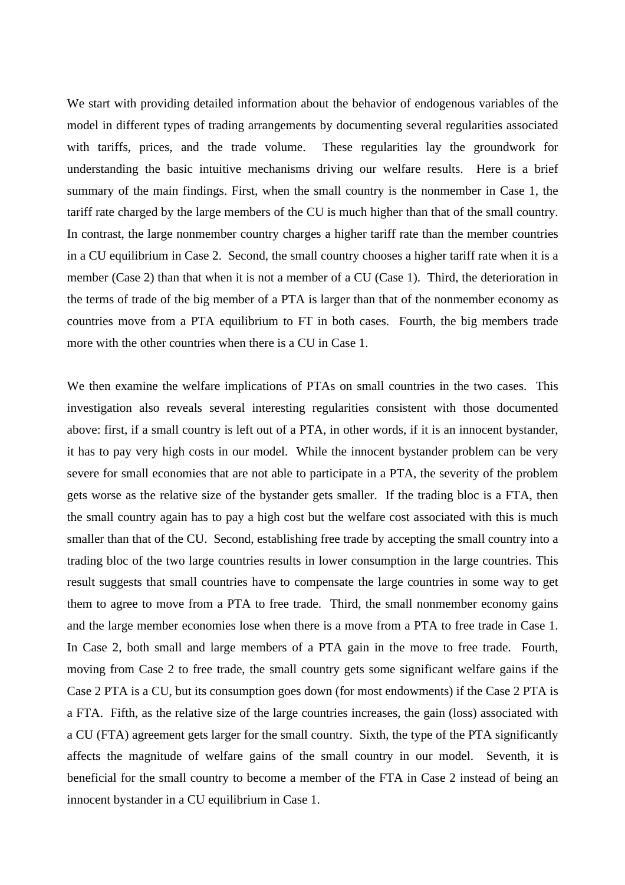We start with providing detailed information about the behavior of endogenous variables of the model in different types of trading arrangements by documenting several regularities associated with tariffs, prices, and the trade volume. These regularities lay the groundwork for understanding the basic intuitive mechanisms driving our welfare results. Here is a brief summary of the main findings. First, when the small country is the nonmember in Case 1, the tariff rate charged by the large members of the CU is much higher than that of the small country. In contrast, the large nonmember country charges a higher tariff rate than the member countries in a CU equilibrium in Case 2. Second, the small country chooses a higher tariff rate when it is a member (Case 2) than that when it is not a member of a CU (Case 1). Third, the deterioration in the terms of trade of the big member of a PTA is larger than that of the nonmember economy as countries move from a PTA equilibrium to FT in both cases. Fourth, the big members trade more with the other countries when there is a CU in Case 1.

We then examine the welfare implications of PTAs on small countries in the two cases. This investigation also reveals several interesting regularities consistent with those documented above: first, if a small country is left out of a PTA, in other words, if it is an innocent bystander, it has to pay very high costs in our model. While the innocent bystander problem can be very severe for small economies that are not able to participate in a PTA, the severity of the problem gets worse as the relative size of the bystander gets smaller. If the trading bloc is a FTA, then the small country again has to pay a high cost but the welfare cost associated with this is much smaller than that of the CU. Second, establishing free trade by accepting the small country into a trading bloc of the two large countries results in lower consumption in the large countries. This result suggests that small countries have to compensate the large countries in some way to get them to agree to move from a PTA to free trade. Third, the small nonmember economy gains and the large member economies lose when there is a move from a PTA to free trade in Case 1. In Case 2, both small and large members of a PTA gain in the move to free trade. Fourth, moving from Case 2 to free trade, the small country gets some significant welfare gains if the Case 2 PTA is a CU, but its consumption goes down (for most endowments) if the Case 2 PTA is a FTA. Fifth, as the relative size of the large countries increases, the gain (loss) associated with a CU (FTA) agreement gets larger for the small country. Sixth, the type of the PTA significantly affects the magnitude of welfare gains of the small country in our model. Seventh, it is beneficial for the small country to become a member of the FTA in Case 2 instead of being an innocent bystander in a CU equilibrium in Case 1.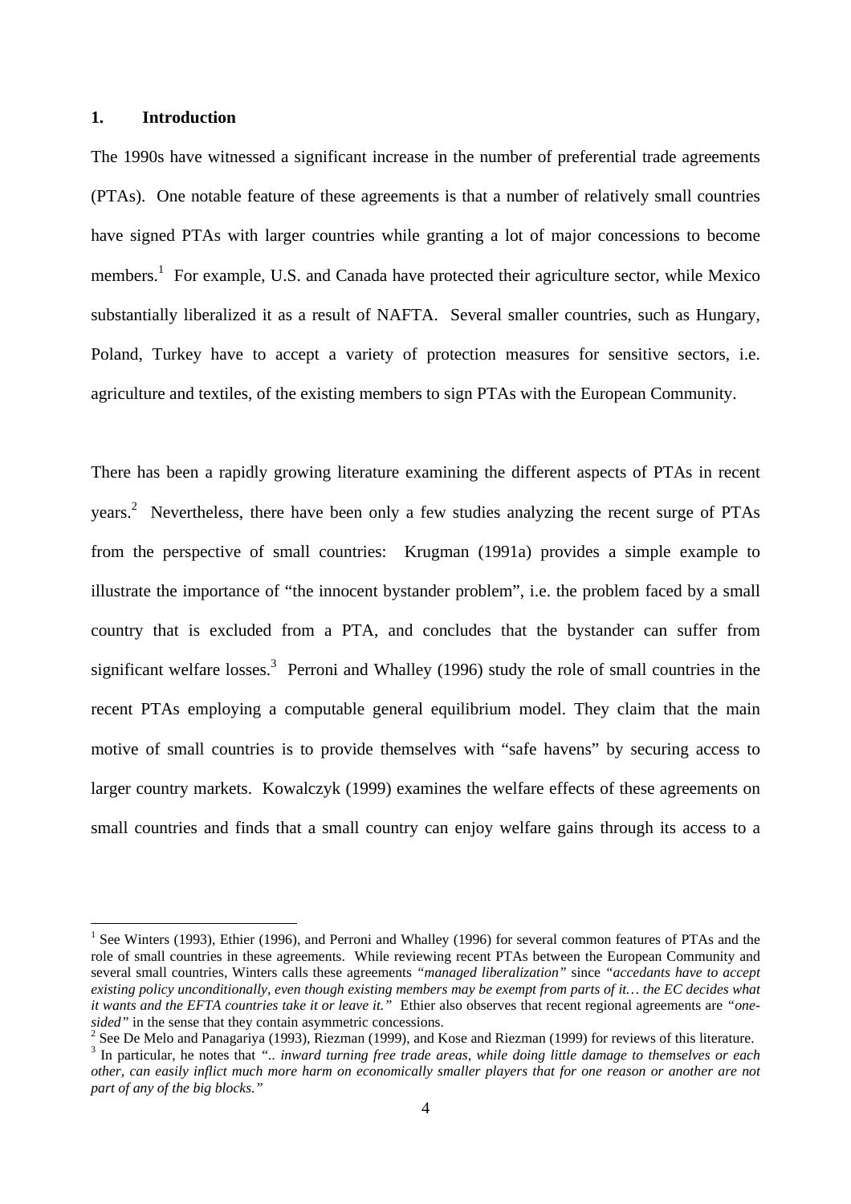## 1. Introduction

The 1990s have witnessed a significant increase in the number of preferential trade agreements (PTAs). One notable feature of these agreements is that a number of relatively small countries have signed PTAs with larger countries while granting a lot of major concessions to become members.[1] For example, U.S. and Canada have protected their agriculture sector, while Mexico substantially liberalized it as a result of NAFTA. Several smaller countries, such as Hungary, Poland, Turkey have to accept a variety of protection measures for sensitive sectors, i.e. agriculture and textiles, of the existing members to sign PTAs with the European Community.

There has been a rapidly growing literature examining the different aspects of PTAs in recent years.[2] Nevertheless, there have been only a few studies analyzing the recent surge of PTAs from the perspective of small countries: Krugman (1991a) provides a simple example to illustrate the importance of "the innocent bystander problem", i.e. the problem faced by a small country that is excluded from a PTA, and concludes that the bystander can suffer from significant welfare losses.[3] Perroni and Whalley (1996) study the role of small countries in the recent PTAs employing a computable general equilibrium model. They claim that the main motive of small countries is to provide themselves with "safe havens" by securing access to larger country markets. Kowalczyk (1999) examines the welfare effects of these agreements on small countries and finds that a small country can enjoy welfare gains through its access to a

---

[1] See Winters (1993), Ethier (1996), and Perroni and Whalley (1996) for several common features of PTAs and the role of small countries in these agreements. While reviewing recent PTAs between the European Community and several small countries, Winters calls these agreements *"managed liberalization"* since *"accedants have to accept existing policy unconditionally, even though existing members may be exempt from parts of it… the EC decides what it wants and the EFTA countries take it or leave it."* Ethier also observes that recent regional agreements are *"one-sided"* in the sense that they contain asymmetric concessions.

[2] See De Melo and Panagariya (1993), Riezman (1999), and Kose and Riezman (1999) for reviews of this literature.

[3] In particular, he notes that *".. inward turning free trade areas, while doing little damage to themselves or each other, can easily inflict much more harm on economically smaller players that for one reason or another are not part of any of the big blocks."*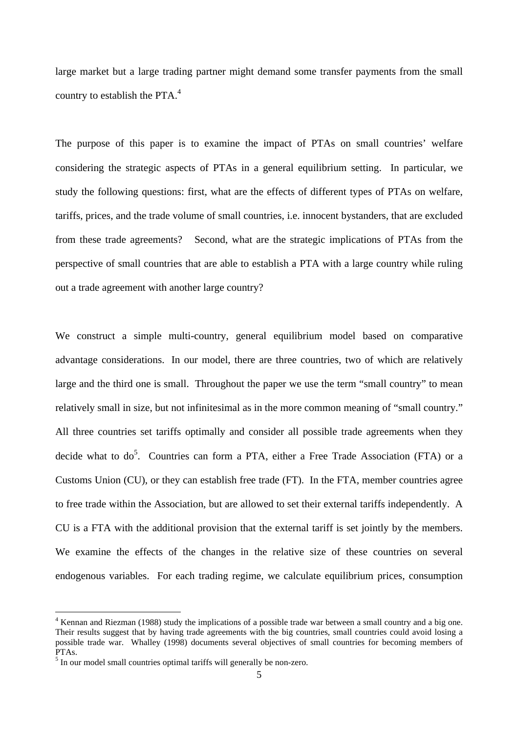large market but a large trading partner might demand some transfer payments from the small country to establish the PTA.[4]

The purpose of this paper is to examine the impact of PTAs on small countries' welfare considering the strategic aspects of PTAs in a general equilibrium setting. In particular, we study the following questions: first, what are the effects of different types of PTAs on welfare, tariffs, prices, and the trade volume of small countries, i.e. innocent bystanders, that are excluded from these trade agreements? Second, what are the strategic implications of PTAs from the perspective of small countries that are able to establish a PTA with a large country while ruling out a trade agreement with another large country?

We construct a simple multi-country, general equilibrium model based on comparative advantage considerations. In our model, there are three countries, two of which are relatively large and the third one is small. Throughout the paper we use the term "small country" to mean relatively small in size, but not infinitesimal as in the more common meaning of "small country." All three countries set tariffs optimally and consider all possible trade agreements when they decide what to do[5]. Countries can form a PTA, either a Free Trade Association (FTA) or a Customs Union (CU), or they can establish free trade (FT). In the FTA, member countries agree to free trade within the Association, but are allowed to set their external tariffs independently. A CU is a FTA with the additional provision that the external tariff is set jointly by the members. We examine the effects of the changes in the relative size of these countries on several endogenous variables. For each trading regime, we calculate equilibrium prices, consumption

---

[4] Kennan and Riezman (1988) study the implications of a possible trade war between a small country and a big one. Their results suggest that by having trade agreements with the big countries, small countries could avoid losing a possible trade war. Whalley (1998) documents several objectives of small countries for becoming members of PTAs.

[5] In our model small countries optimal tariffs will generally be non-zero.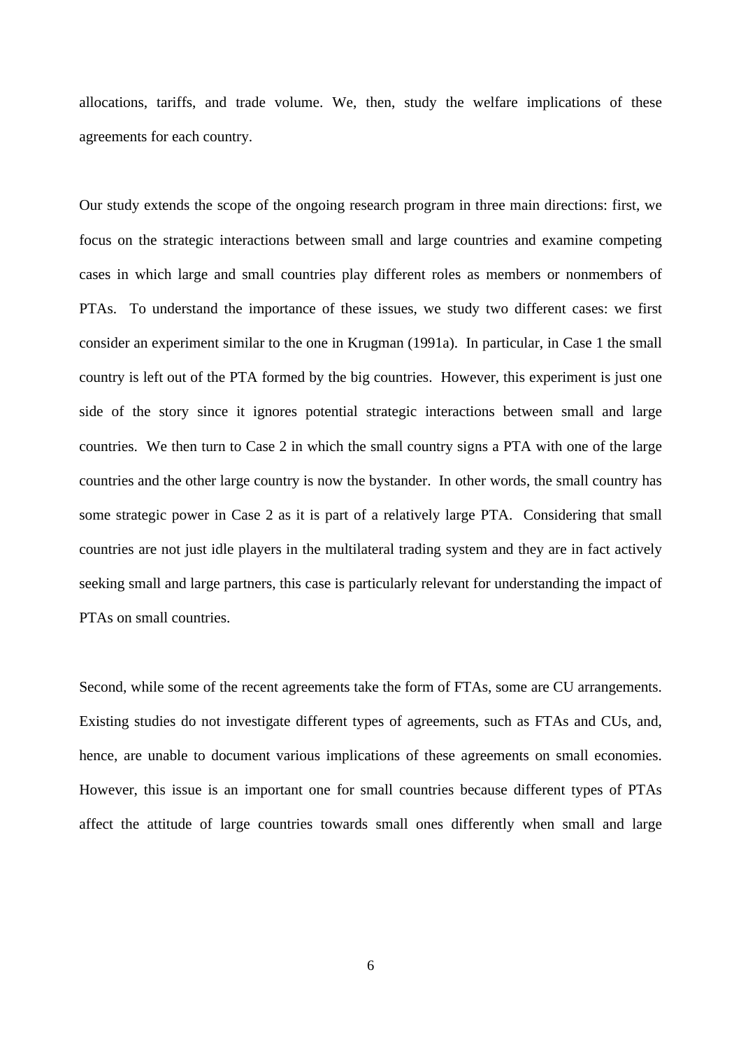allocations, tariffs, and trade volume. We, then, study the welfare implications of these agreements for each country.

Our study extends the scope of the ongoing research program in three main directions: first, we focus on the strategic interactions between small and large countries and examine competing cases in which large and small countries play different roles as members or nonmembers of PTAs. To understand the importance of these issues, we study two different cases: we first consider an experiment similar to the one in Krugman (1991a). In particular, in Case 1 the small country is left out of the PTA formed by the big countries. However, this experiment is just one side of the story since it ignores potential strategic interactions between small and large countries. We then turn to Case 2 in which the small country signs a PTA with one of the large countries and the other large country is now the bystander. In other words, the small country has some strategic power in Case 2 as it is part of a relatively large PTA. Considering that small countries are not just idle players in the multilateral trading system and they are in fact actively seeking small and large partners, this case is particularly relevant for understanding the impact of PTAs on small countries.

Second, while some of the recent agreements take the form of FTAs, some are CU arrangements. Existing studies do not investigate different types of agreements, such as FTAs and CUs, and, hence, are unable to document various implications of these agreements on small economies. However, this issue is an important one for small countries because different types of PTAs affect the attitude of large countries towards small ones differently when small and large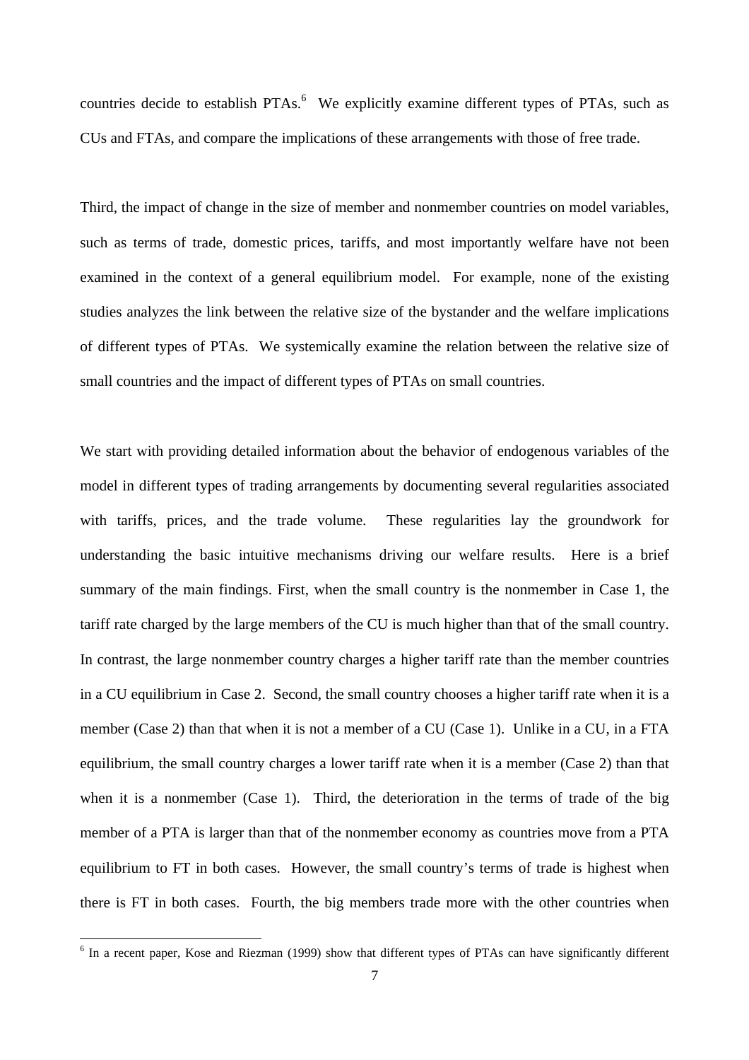countries decide to establish PTAs.[6] We explicitly examine different types of PTAs, such as CUs and FTAs, and compare the implications of these arrangements with those of free trade.

Third, the impact of change in the size of member and nonmember countries on model variables, such as terms of trade, domestic prices, tariffs, and most importantly welfare have not been examined in the context of a general equilibrium model. For example, none of the existing studies analyzes the link between the relative size of the bystander and the welfare implications of different types of PTAs. We systemically examine the relation between the relative size of small countries and the impact of different types of PTAs on small countries.

We start with providing detailed information about the behavior of endogenous variables of the model in different types of trading arrangements by documenting several regularities associated with tariffs, prices, and the trade volume. These regularities lay the groundwork for understanding the basic intuitive mechanisms driving our welfare results. Here is a brief summary of the main findings. First, when the small country is the nonmember in Case 1, the tariff rate charged by the large members of the CU is much higher than that of the small country. In contrast, the large nonmember country charges a higher tariff rate than the member countries in a CU equilibrium in Case 2. Second, the small country chooses a higher tariff rate when it is a member (Case 2) than that when it is not a member of a CU (Case 1). Unlike in a CU, in a FTA equilibrium, the small country charges a lower tariff rate when it is a member (Case 2) than that when it is a nonmember (Case 1). Third, the deterioration in the terms of trade of the big member of a PTA is larger than that of the nonmember economy as countries move from a PTA equilibrium to FT in both cases. However, the small country's terms of trade is highest when there is FT in both cases. Fourth, the big members trade more with the other countries when

[6] In a recent paper, Kose and Riezman (1999) show that different types of PTAs can have significantly different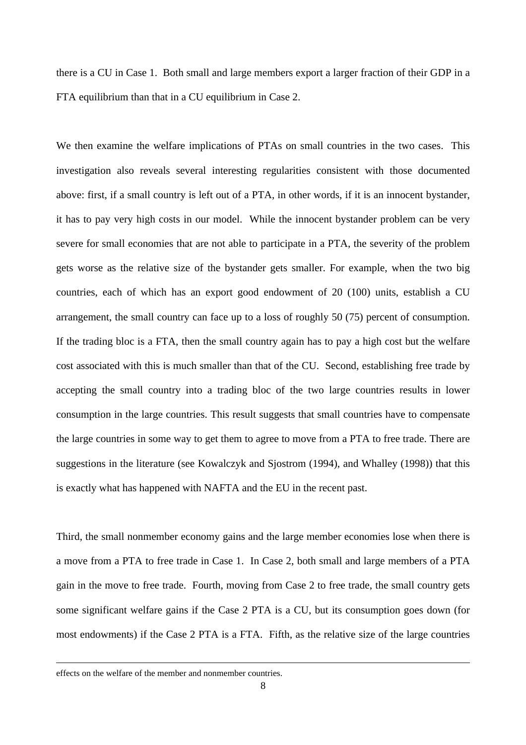there is a CU in Case 1. Both small and large members export a larger fraction of their GDP in a FTA equilibrium than that in a CU equilibrium in Case 2.

We then examine the welfare implications of PTAs on small countries in the two cases. This investigation also reveals several interesting regularities consistent with those documented above: first, if a small country is left out of a PTA, in other words, if it is an innocent bystander, it has to pay very high costs in our model. While the innocent bystander problem can be very severe for small economies that are not able to participate in a PTA, the severity of the problem gets worse as the relative size of the bystander gets smaller. For example, when the two big countries, each of which has an export good endowment of 20 (100) units, establish a CU arrangement, the small country can face up to a loss of roughly 50 (75) percent of consumption. If the trading bloc is a FTA, then the small country again has to pay a high cost but the welfare cost associated with this is much smaller than that of the CU. Second, establishing free trade by accepting the small country into a trading bloc of the two large countries results in lower consumption in the large countries. This result suggests that small countries have to compensate the large countries in some way to get them to agree to move from a PTA to free trade. There are suggestions in the literature (see Kowalczyk and Sjostrom (1994), and Whalley (1998)) that this is exactly what has happened with NAFTA and the EU in the recent past.

Third, the small nonmember economy gains and the large member economies lose when there is a move from a PTA to free trade in Case 1. In Case 2, both small and large members of a PTA gain in the move to free trade. Fourth, moving from Case 2 to free trade, the small country gets some significant welfare gains if the Case 2 PTA is a CU, but its consumption goes down (for most endowments) if the Case 2 PTA is a FTA. Fifth, as the relative size of the large countries

effects on the welfare of the member and nonmember countries.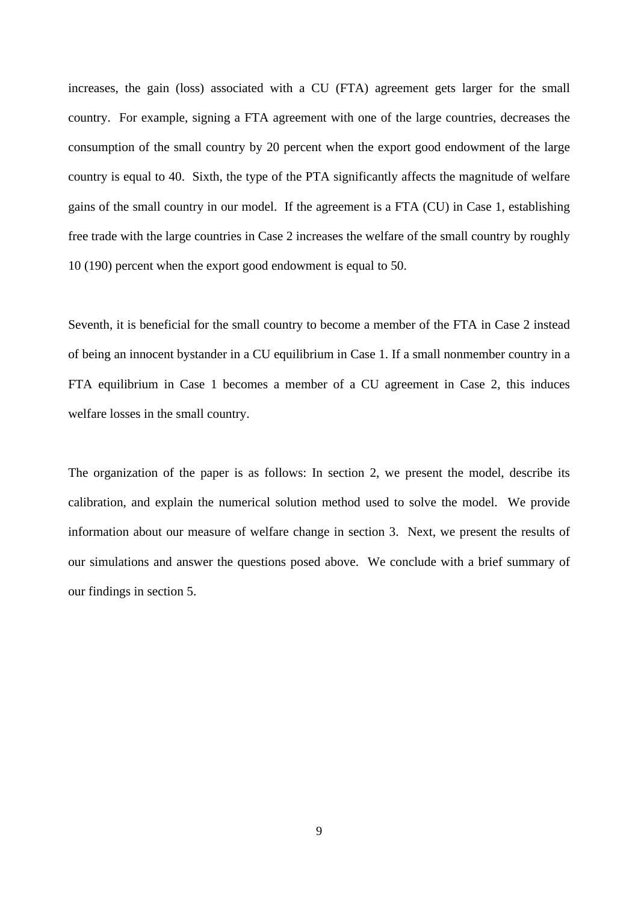increases, the gain (loss) associated with a CU (FTA) agreement gets larger for the small country. For example, signing a FTA agreement with one of the large countries, decreases the consumption of the small country by 20 percent when the export good endowment of the large country is equal to 40. Sixth, the type of the PTA significantly affects the magnitude of welfare gains of the small country in our model. If the agreement is a FTA (CU) in Case 1, establishing free trade with the large countries in Case 2 increases the welfare of the small country by roughly 10 (190) percent when the export good endowment is equal to 50.

Seventh, it is beneficial for the small country to become a member of the FTA in Case 2 instead of being an innocent bystander in a CU equilibrium in Case 1. If a small nonmember country in a FTA equilibrium in Case 1 becomes a member of a CU agreement in Case 2, this induces welfare losses in the small country.

The organization of the paper is as follows: In section 2, we present the model, describe its calibration, and explain the numerical solution method used to solve the model. We provide information about our measure of welfare change in section 3. Next, we present the results of our simulations and answer the questions posed above. We conclude with a brief summary of our findings in section 5.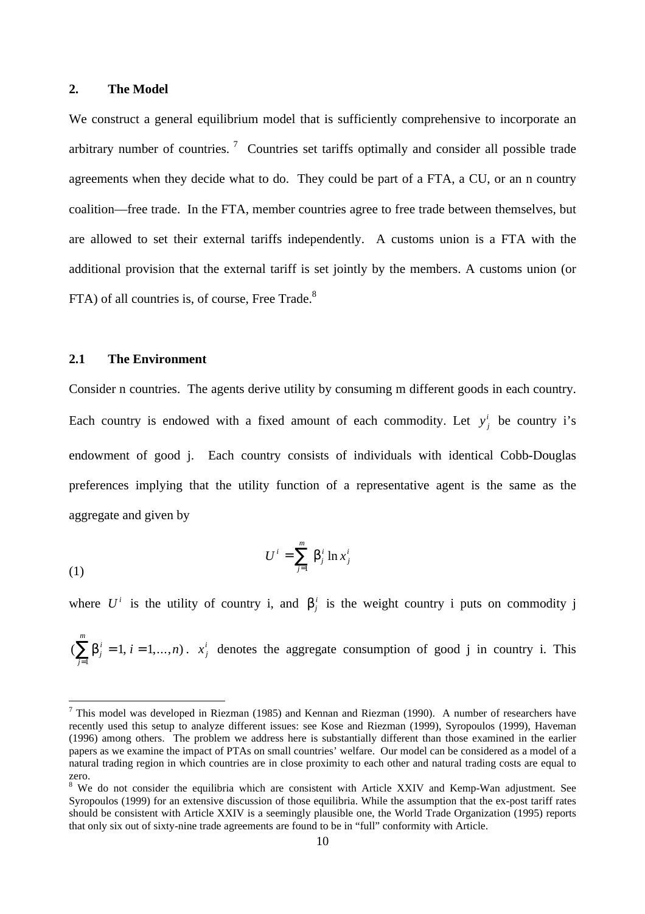## 2. The Model

We construct a general equilibrium model that is sufficiently comprehensive to incorporate an arbitrary number of countries.[7] Countries set tariffs optimally and consider all possible trade agreements when they decide what to do. They could be part of a FTA, a CU, or an n country coalition—free trade. In the FTA, member countries agree to free trade between themselves, but are allowed to set their external tariffs independently. A customs union is a FTA with the additional provision that the external tariff is set jointly by the members. A customs union (or FTA) of all countries is, of course, Free Trade.[8]

### 2.1 The Environment

Consider n countries. The agents derive utility by consuming m different goods in each country. Each country is endowed with a fixed amount of each commodity. Let $y_j^i$ be country i's endowment of good j. Each country consists of individuals with identical Cobb-Douglas preferences implying that the utility function of a representative agent is the same as the aggregate and given by

$$U^i = \sum_{j=1}^{m} \beta_j^i \ln x_j^i \tag{1}$$

where $U^i$ is the utility of country i, and $\beta_j^i$ is the weight country i puts on commodity j $(\sum_{j=1}^{m} \beta_j^i = 1,\ i = 1,\ldots,n)$. $x_j^i$ denotes the aggregate consumption of good j in country i. This

---

[7] This model was developed in Riezman (1985) and Kennan and Riezman (1990). A number of researchers have recently used this setup to analyze different issues: see Kose and Riezman (1999), Syropoulos (1999), Haveman (1996) among others. The problem we address here is substantially different than those examined in the earlier papers as we examine the impact of PTAs on small countries' welfare. Our model can be considered as a model of a natural trading region in which countries are in close proximity to each other and natural trading costs are equal to zero.

[8] We do not consider the equilibria which are consistent with Article XXIV and Kemp-Wan adjustment. See Syropoulos (1999) for an extensive discussion of those equilibria. While the assumption that the ex-post tariff rates should be consistent with Article XXIV is a seemingly plausible one, the World Trade Organization (1995) reports that only six out of sixty-nine trade agreements are found to be in "full" conformity with Article.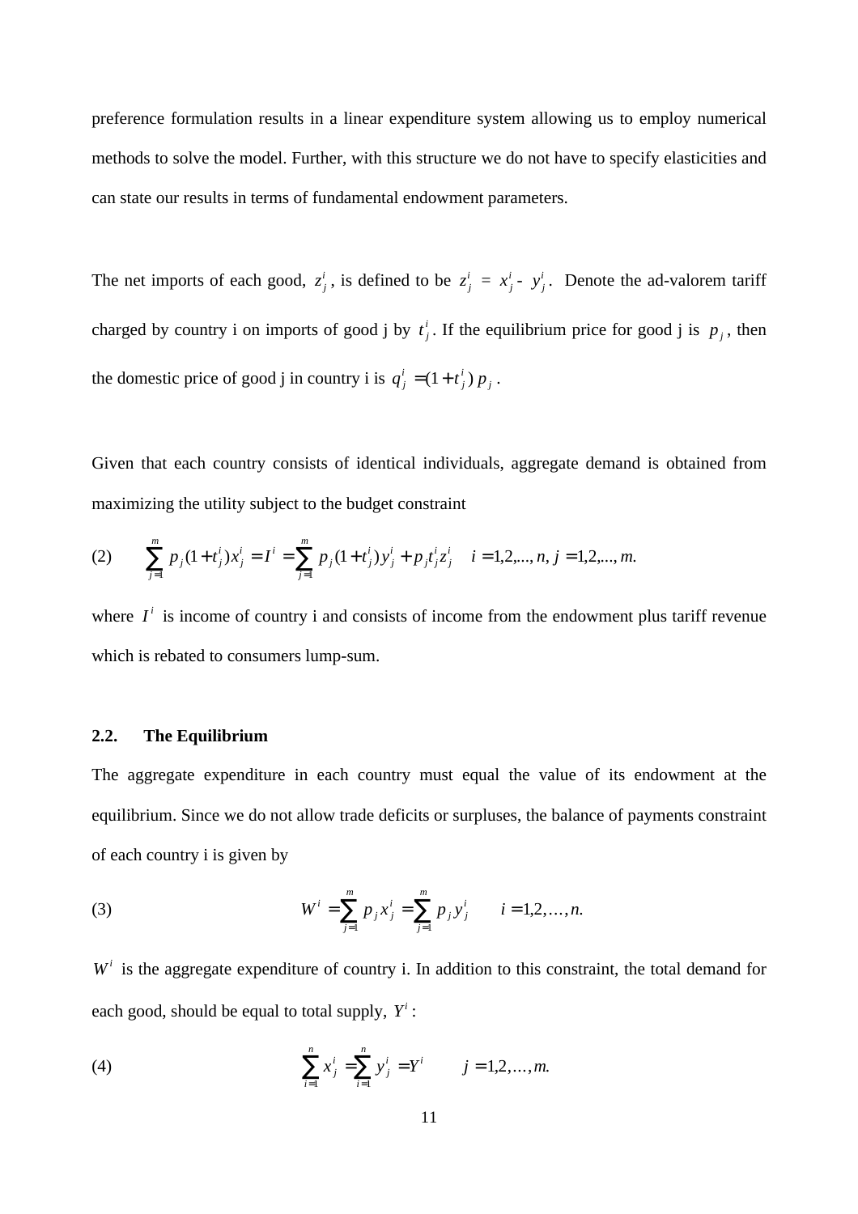preference formulation results in a linear expenditure system allowing us to employ numerical methods to solve the model. Further, with this structure we do not have to specify elasticities and can state our results in terms of fundamental endowment parameters.

The net imports of each good, $z_j^i$, is defined to be $z_j^i = x_j^i - y_j^i$. Denote the ad-valorem tariff charged by country i on imports of good j by $t_j^i$. If the equilibrium price for good j is $p_j$, then the domestic price of good j in country i is $q_j^i = (1+t_j^i)\, p_j$.

Given that each country consists of identical individuals, aggregate demand is obtained from maximizing the utility subject to the budget constraint

$$\text{(2)} \qquad \sum_{j=1}^{m} p_j (1+t_j^i) x_j^i = I^i = \sum_{j=1}^{m} p_j (1+t_j^i) y_j^i + p_j t_j^i z_j^i \quad i = 1,2,...,n,\ j = 1,2,...,m.$$

where $I^i$ is income of country i and consists of income from the endowment plus tariff revenue which is rebated to consumers lump-sum.

### 2.2. The Equilibrium

The aggregate expenditure in each country must equal the value of its endowment at the equilibrium. Since we do not allow trade deficits or surpluses, the balance of payments constraint of each country i is given by

$$\text{(3)} \qquad W^i = \sum_{j=1}^{m} p_j x_j^i = \sum_{j=1}^{m} p_j y_j^i \qquad i = 1,2,\ldots,n.$$

$W^i$ is the aggregate expenditure of country i. In addition to this constraint, the total demand for each good, should be equal to total supply, $Y^i$:

$$\text{(4)} \qquad \sum_{i=1}^{n} x_j^i = \sum_{i=1}^{n} y_j^i = Y^i \qquad j = 1,2,\ldots,m.$$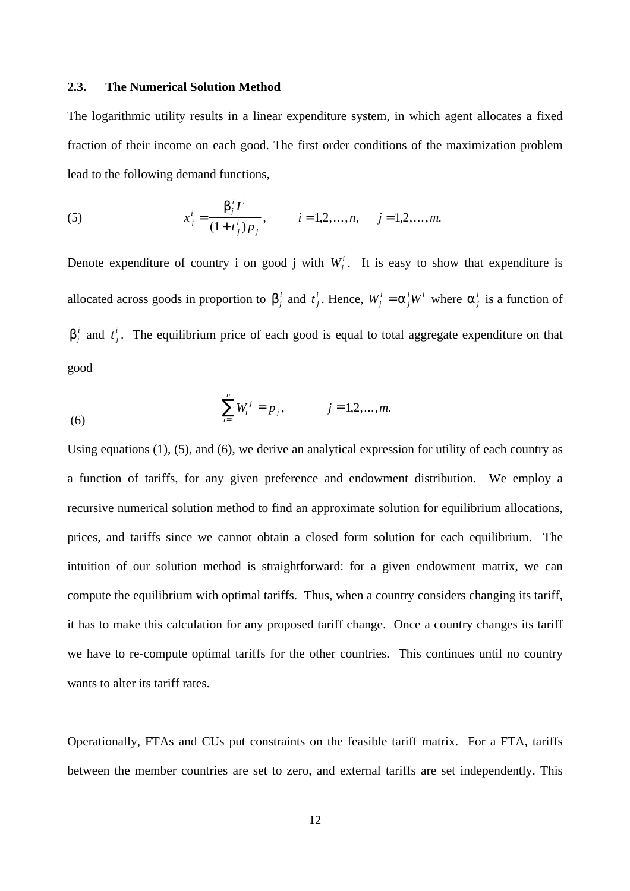### 2.3. The Numerical Solution Method

The logarithmic utility results in a linear expenditure system, in which agent allocates a fixed fraction of their income on each good. The first order conditions of the maximization problem lead to the following demand functions,

$$x_j^i = \frac{\beta_j^i I^i}{(1+t_j^i)p_j}, \qquad i = 1,2,\ldots,n, \quad j = 1,2,\ldots,m. \tag{5}$$

Denote expenditure of country i on good j with $W_j^i$. It is easy to show that expenditure is allocated across goods in proportion to $\beta_j^i$ and $t_j^i$. Hence, $W_j^i = \alpha_j^i W^i$ where $\alpha_j^i$ is a function of $\beta_j^i$ and $t_j^i$. The equilibrium price of each good is equal to total aggregate expenditure on that good

$$\sum_{i=1}^{n} W_i^j = p_j, \qquad j = 1,2,\ldots,m. \tag{6}$$

Using equations (1), (5), and (6), we derive an analytical expression for utility of each country as a function of tariffs, for any given preference and endowment distribution. We employ a recursive numerical solution method to find an approximate solution for equilibrium allocations, prices, and tariffs since we cannot obtain a closed form solution for each equilibrium. The intuition of our solution method is straightforward: for a given endowment matrix, we can compute the equilibrium with optimal tariffs. Thus, when a country considers changing its tariff, it has to make this calculation for any proposed tariff change. Once a country changes its tariff we have to re-compute optimal tariffs for the other countries. This continues until no country wants to alter its tariff rates.

Operationally, FTAs and CUs put constraints on the feasible tariff matrix. For a FTA, tariffs between the member countries are set to zero, and external tariffs are set independently. This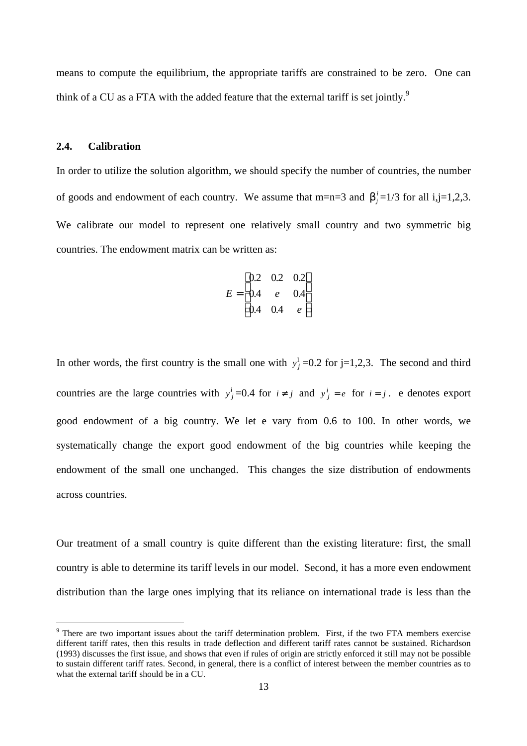means to compute the equilibrium, the appropriate tariffs are constrained to be zero. One can think of a CU as a FTA with the added feature that the external tariff is set jointly.[9]

### 2.4. Calibration

In order to utilize the solution algorithm, we should specify the number of countries, the number of goods and endowment of each country. We assume that m=n=3 and $\beta_j^i$=1/3 for all i,j=1,2,3. We calibrate our model to represent one relatively small country and two symmetric big countries. The endowment matrix can be written as:

$$E = \begin{bmatrix} 0.2 & 0.2 & 0.2 \\ 0.4 & e & 0.4 \\ 0.4 & 0.4 & e \end{bmatrix}$$

In other words, the first country is the small one with $y_j^1$=0.2 for j=1,2,3. The second and third countries are the large countries with $y_j^i$=0.4 for $i \neq j$ and $y_j^i = e$ for $i = j$. e denotes export good endowment of a big country. We let e vary from 0.6 to 100. In other words, we systematically change the export good endowment of the big countries while keeping the endowment of the small one unchanged. This changes the size distribution of endowments across countries.

Our treatment of a small country is quite different than the existing literature: first, the small country is able to determine its tariff levels in our model. Second, it has a more even endowment distribution than the large ones implying that its reliance on international trade is less than the

[9] There are two important issues about the tariff determination problem. First, if the two FTA members exercise different tariff rates, then this results in trade deflection and different tariff rates cannot be sustained. Richardson (1993) discusses the first issue, and shows that even if rules of origin are strictly enforced it still may not be possible to sustain different tariff rates. Second, in general, there is a conflict of interest between the member countries as to what the external tariff should be in a CU.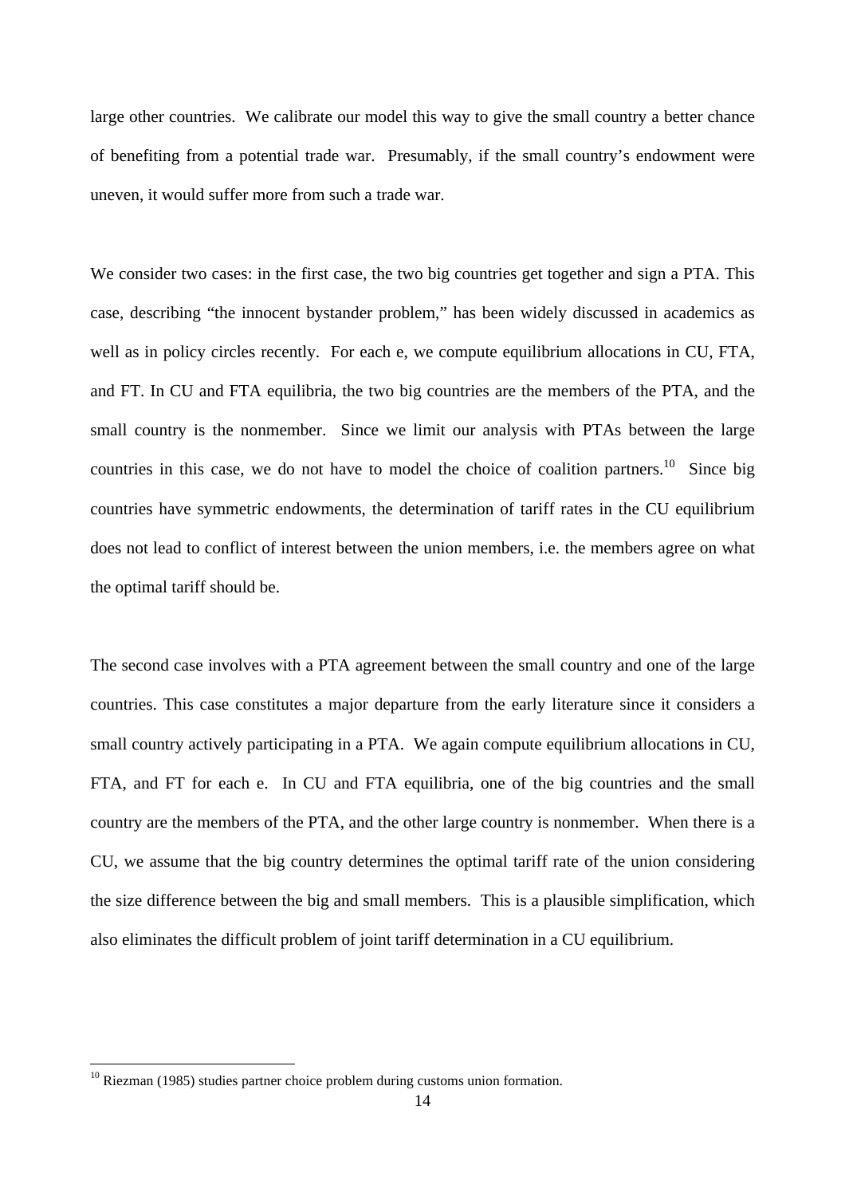large other countries. We calibrate our model this way to give the small country a better chance of benefiting from a potential trade war. Presumably, if the small country's endowment were uneven, it would suffer more from such a trade war.

We consider two cases: in the first case, the two big countries get together and sign a PTA. This case, describing "the innocent bystander problem," has been widely discussed in academics as well as in policy circles recently. For each e, we compute equilibrium allocations in CU, FTA, and FT. In CU and FTA equilibria, the two big countries are the members of the PTA, and the small country is the nonmember. Since we limit our analysis with PTAs between the large countries in this case, we do not have to model the choice of coalition partners.[10] Since big countries have symmetric endowments, the determination of tariff rates in the CU equilibrium does not lead to conflict of interest between the union members, i.e. the members agree on what the optimal tariff should be.

The second case involves with a PTA agreement between the small country and one of the large countries. This case constitutes a major departure from the early literature since it considers a small country actively participating in a PTA. We again compute equilibrium allocations in CU, FTA, and FT for each e. In CU and FTA equilibria, one of the big countries and the small country are the members of the PTA, and the other large country is nonmember. When there is a CU, we assume that the big country determines the optimal tariff rate of the union considering the size difference between the big and small members. This is a plausible simplification, which also eliminates the difficult problem of joint tariff determination in a CU equilibrium.

[10] Riezman (1985) studies partner choice problem during customs union formation.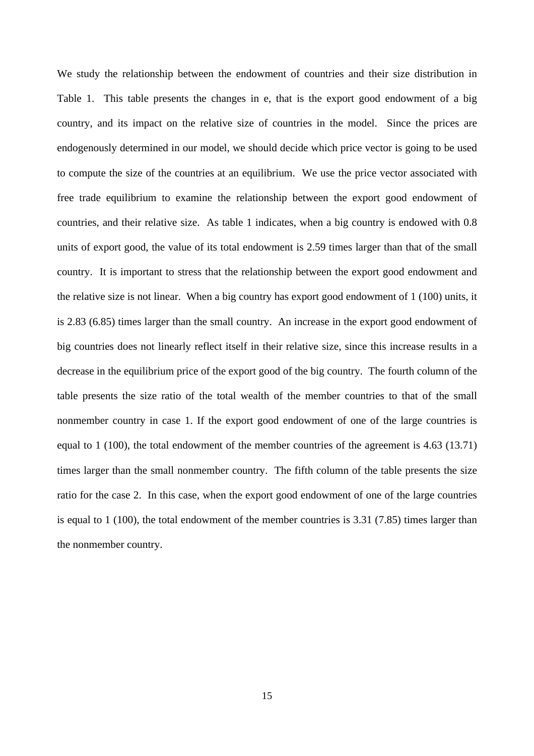We study the relationship between the endowment of countries and their size distribution in Table 1. This table presents the changes in e, that is the export good endowment of a big country, and its impact on the relative size of countries in the model. Since the prices are endogenously determined in our model, we should decide which price vector is going to be used to compute the size of the countries at an equilibrium. We use the price vector associated with free trade equilibrium to examine the relationship between the export good endowment of countries, and their relative size. As table 1 indicates, when a big country is endowed with 0.8 units of export good, the value of its total endowment is 2.59 times larger than that of the small country. It is important to stress that the relationship between the export good endowment and the relative size is not linear. When a big country has export good endowment of 1 (100) units, it is 2.83 (6.85) times larger than the small country. An increase in the export good endowment of big countries does not linearly reflect itself in their relative size, since this increase results in a decrease in the equilibrium price of the export good of the big country. The fourth column of the table presents the size ratio of the total wealth of the member countries to that of the small nonmember country in case 1. If the export good endowment of one of the large countries is equal to 1 (100), the total endowment of the member countries of the agreement is 4.63 (13.71) times larger than the small nonmember country. The fifth column of the table presents the size ratio for the case 2. In this case, when the export good endowment of one of the large countries is equal to 1 (100), the total endowment of the member countries is 3.31 (7.85) times larger than the nonmember country.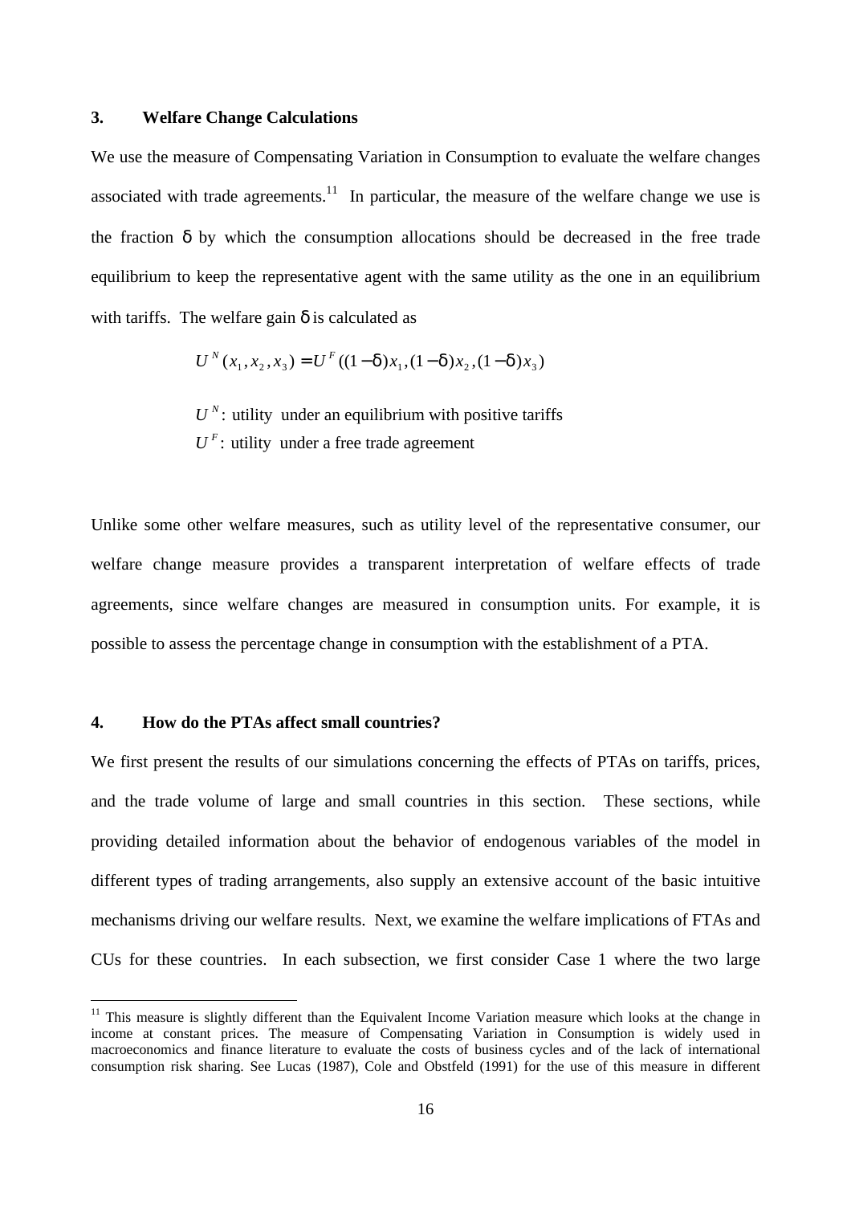## 3. Welfare Change Calculations

We use the measure of Compensating Variation in Consumption to evaluate the welfare changes associated with trade agreements.[11] In particular, the measure of the welfare change we use is the fraction $\delta$ by which the consumption allocations should be decreased in the free trade equilibrium to keep the representative agent with the same utility as the one in an equilibrium with tariffs. The welfare gain $\delta$ is calculated as

$$U^N(x_1, x_2, x_3) = U^F((1-\delta)x_1, (1-\delta)x_2, (1-\delta)x_3)$$

$U^N$: utility under an equilibrium with positive tariffs
$U^F$: utility under a free trade agreement

Unlike some other welfare measures, such as utility level of the representative consumer, our welfare change measure provides a transparent interpretation of welfare effects of trade agreements, since welfare changes are measured in consumption units. For example, it is possible to assess the percentage change in consumption with the establishment of a PTA.

## 4. How do the PTAs affect small countries?

We first present the results of our simulations concerning the effects of PTAs on tariffs, prices, and the trade volume of large and small countries in this section. These sections, while providing detailed information about the behavior of endogenous variables of the model in different types of trading arrangements, also supply an extensive account of the basic intuitive mechanisms driving our welfare results. Next, we examine the welfare implications of FTAs and CUs for these countries. In each subsection, we first consider Case 1 where the two large

[11] This measure is slightly different than the Equivalent Income Variation measure which looks at the change in income at constant prices. The measure of Compensating Variation in Consumption is widely used in macroeconomics and finance literature to evaluate the costs of business cycles and of the lack of international consumption risk sharing. See Lucas (1987), Cole and Obstfeld (1991) for the use of this measure in different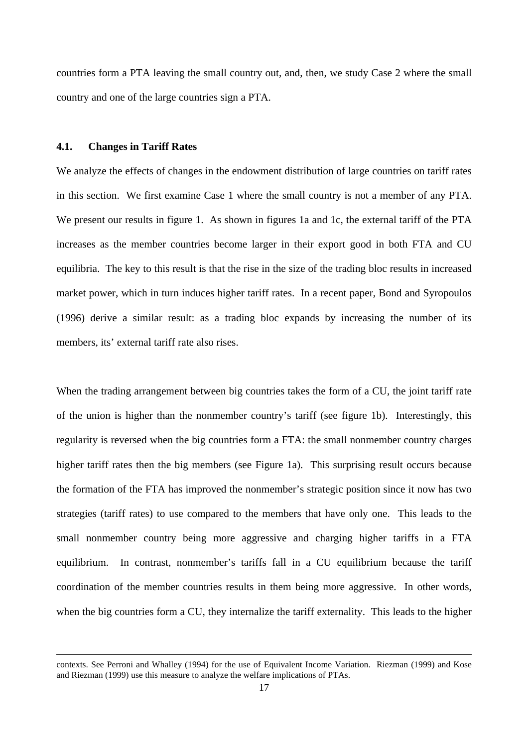countries form a PTA leaving the small country out, and, then, we study Case 2 where the small country and one of the large countries sign a PTA.

### 4.1. Changes in Tariff Rates

We analyze the effects of changes in the endowment distribution of large countries on tariff rates in this section. We first examine Case 1 where the small country is not a member of any PTA. We present our results in figure 1. As shown in figures 1a and 1c, the external tariff of the PTA increases as the member countries become larger in their export good in both FTA and CU equilibria. The key to this result is that the rise in the size of the trading bloc results in increased market power, which in turn induces higher tariff rates. In a recent paper, Bond and Syropoulos (1996) derive a similar result: as a trading bloc expands by increasing the number of its members, its' external tariff rate also rises.

When the trading arrangement between big countries takes the form of a CU, the joint tariff rate of the union is higher than the nonmember country's tariff (see figure 1b). Interestingly, this regularity is reversed when the big countries form a FTA: the small nonmember country charges higher tariff rates then the big members (see Figure 1a). This surprising result occurs because the formation of the FTA has improved the nonmember's strategic position since it now has two strategies (tariff rates) to use compared to the members that have only one. This leads to the small nonmember country being more aggressive and charging higher tariffs in a FTA equilibrium. In contrast, nonmember's tariffs fall in a CU equilibrium because the tariff coordination of the member countries results in them being more aggressive. In other words, when the big countries form a CU, they internalize the tariff externality. This leads to the higher

contexts. See Perroni and Whalley (1994) for the use of Equivalent Income Variation. Riezman (1999) and Kose and Riezman (1999) use this measure to analyze the welfare implications of PTAs.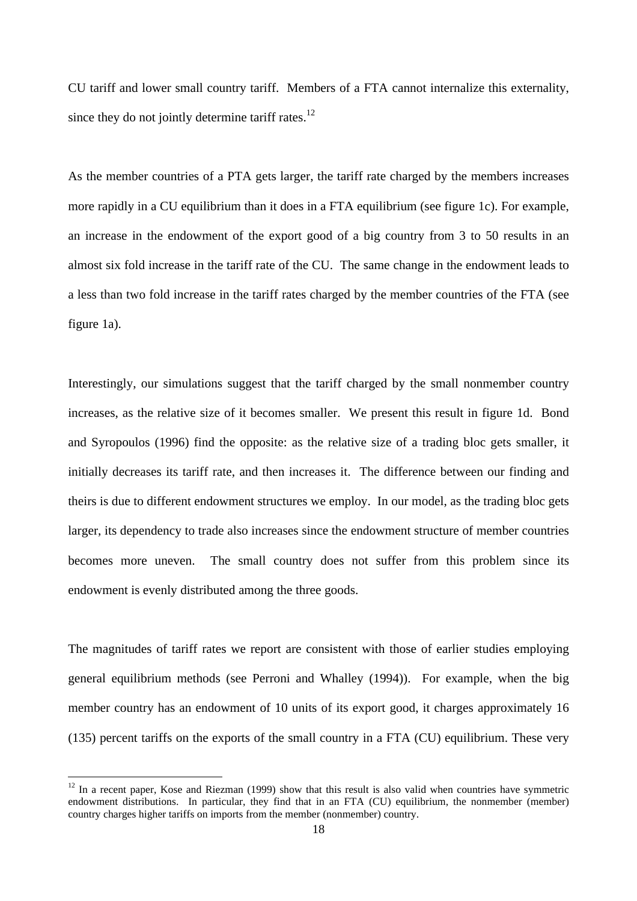CU tariff and lower small country tariff. Members of a FTA cannot internalize this externality, since they do not jointly determine tariff rates.[12]

As the member countries of a PTA gets larger, the tariff rate charged by the members increases more rapidly in a CU equilibrium than it does in a FTA equilibrium (see figure 1c). For example, an increase in the endowment of the export good of a big country from 3 to 50 results in an almost six fold increase in the tariff rate of the CU. The same change in the endowment leads to a less than two fold increase in the tariff rates charged by the member countries of the FTA (see figure 1a).

Interestingly, our simulations suggest that the tariff charged by the small nonmember country increases, as the relative size of it becomes smaller. We present this result in figure 1d. Bond and Syropoulos (1996) find the opposite: as the relative size of a trading bloc gets smaller, it initially decreases its tariff rate, and then increases it. The difference between our finding and theirs is due to different endowment structures we employ. In our model, as the trading bloc gets larger, its dependency to trade also increases since the endowment structure of member countries becomes more uneven. The small country does not suffer from this problem since its endowment is evenly distributed among the three goods.

The magnitudes of tariff rates we report are consistent with those of earlier studies employing general equilibrium methods (see Perroni and Whalley (1994)). For example, when the big member country has an endowment of 10 units of its export good, it charges approximately 16 (135) percent tariffs on the exports of the small country in a FTA (CU) equilibrium. These very

[12] In a recent paper, Kose and Riezman (1999) show that this result is also valid when countries have symmetric endowment distributions. In particular, they find that in an FTA (CU) equilibrium, the nonmember (member) country charges higher tariffs on imports from the member (nonmember) country.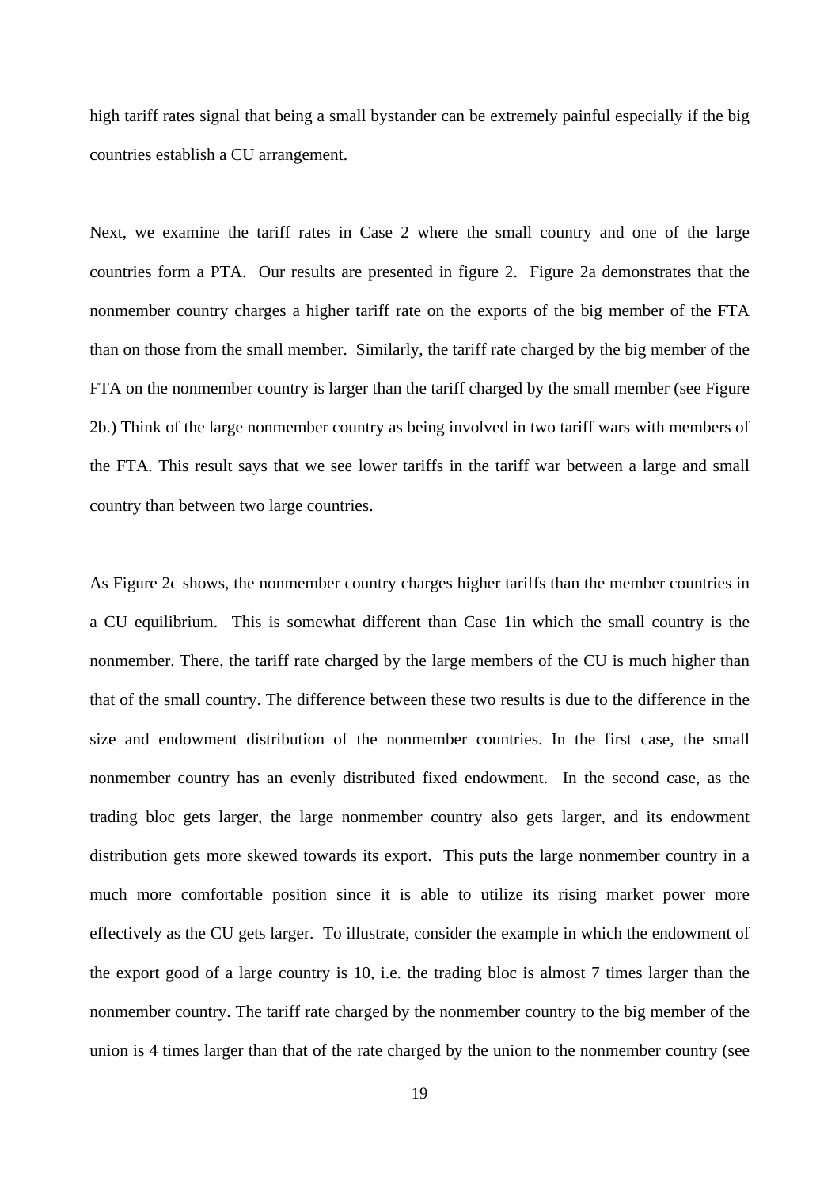high tariff rates signal that being a small bystander can be extremely painful especially if the big countries establish a CU arrangement.

Next, we examine the tariff rates in Case 2 where the small country and one of the large countries form a PTA. Our results are presented in figure 2. Figure 2a demonstrates that the nonmember country charges a higher tariff rate on the exports of the big member of the FTA than on those from the small member. Similarly, the tariff rate charged by the big member of the FTA on the nonmember country is larger than the tariff charged by the small member (see Figure 2b.) Think of the large nonmember country as being involved in two tariff wars with members of the FTA. This result says that we see lower tariffs in the tariff war between a large and small country than between two large countries.

As Figure 2c shows, the nonmember country charges higher tariffs than the member countries in a CU equilibrium. This is somewhat different than Case 1in which the small country is the nonmember. There, the tariff rate charged by the large members of the CU is much higher than that of the small country. The difference between these two results is due to the difference in the size and endowment distribution of the nonmember countries. In the first case, the small nonmember country has an evenly distributed fixed endowment. In the second case, as the trading bloc gets larger, the large nonmember country also gets larger, and its endowment distribution gets more skewed towards its export. This puts the large nonmember country in a much more comfortable position since it is able to utilize its rising market power more effectively as the CU gets larger. To illustrate, consider the example in which the endowment of the export good of a large country is 10, i.e. the trading bloc is almost 7 times larger than the nonmember country. The tariff rate charged by the nonmember country to the big member of the union is 4 times larger than that of the rate charged by the union to the nonmember country (see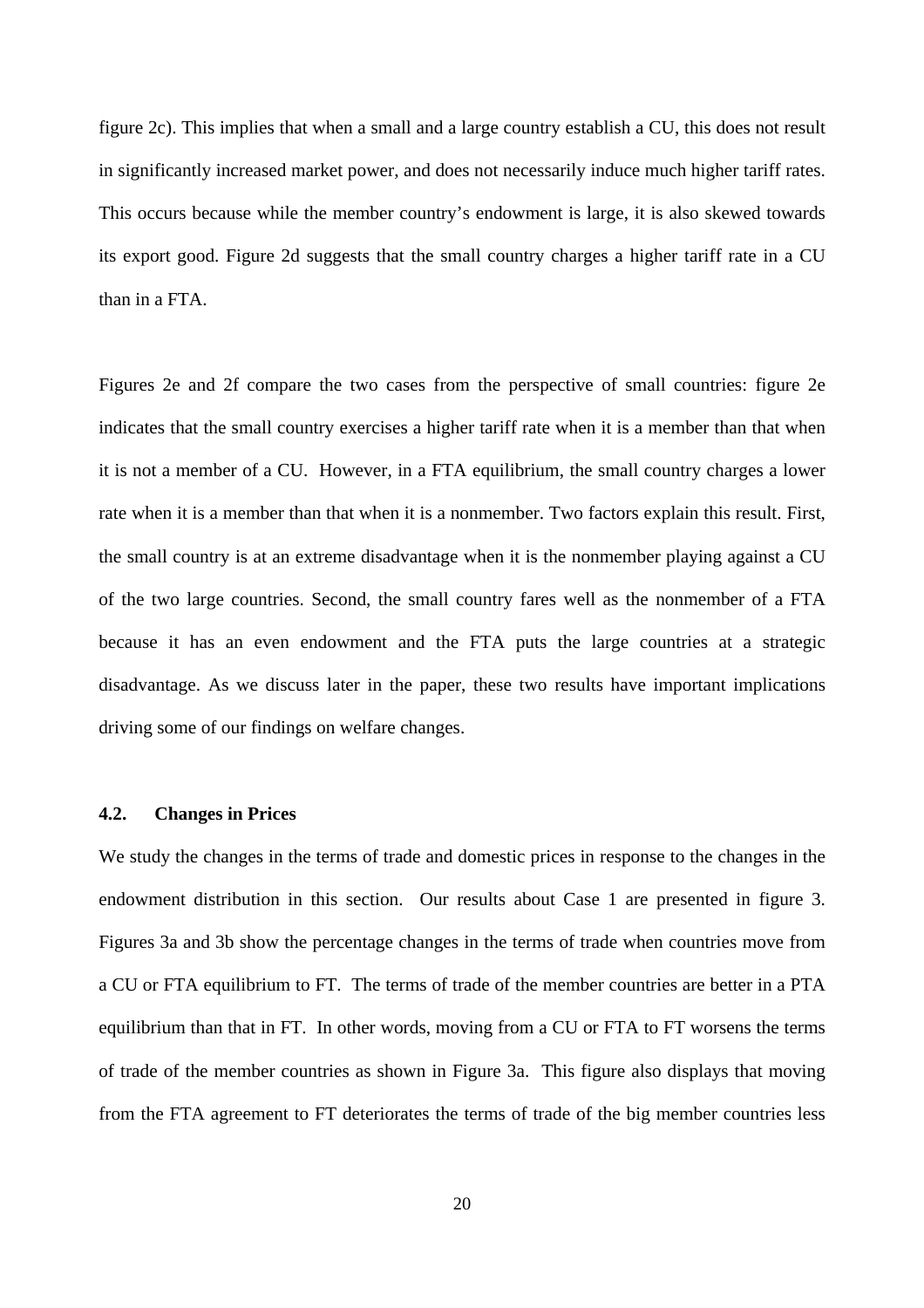figure 2c). This implies that when a small and a large country establish a CU, this does not result in significantly increased market power, and does not necessarily induce much higher tariff rates. This occurs because while the member country's endowment is large, it is also skewed towards its export good. Figure 2d suggests that the small country charges a higher tariff rate in a CU than in a FTA.

Figures 2e and 2f compare the two cases from the perspective of small countries: figure 2e indicates that the small country exercises a higher tariff rate when it is a member than that when it is not a member of a CU. However, in a FTA equilibrium, the small country charges a lower rate when it is a member than that when it is a nonmember. Two factors explain this result. First, the small country is at an extreme disadvantage when it is the nonmember playing against a CU of the two large countries. Second, the small country fares well as the nonmember of a FTA because it has an even endowment and the FTA puts the large countries at a strategic disadvantage. As we discuss later in the paper, these two results have important implications driving some of our findings on welfare changes.

### 4.2. Changes in Prices

We study the changes in the terms of trade and domestic prices in response to the changes in the endowment distribution in this section. Our results about Case 1 are presented in figure 3. Figures 3a and 3b show the percentage changes in the terms of trade when countries move from a CU or FTA equilibrium to FT. The terms of trade of the member countries are better in a PTA equilibrium than that in FT. In other words, moving from a CU or FTA to FT worsens the terms of trade of the member countries as shown in Figure 3a. This figure also displays that moving from the FTA agreement to FT deteriorates the terms of trade of the big member countries less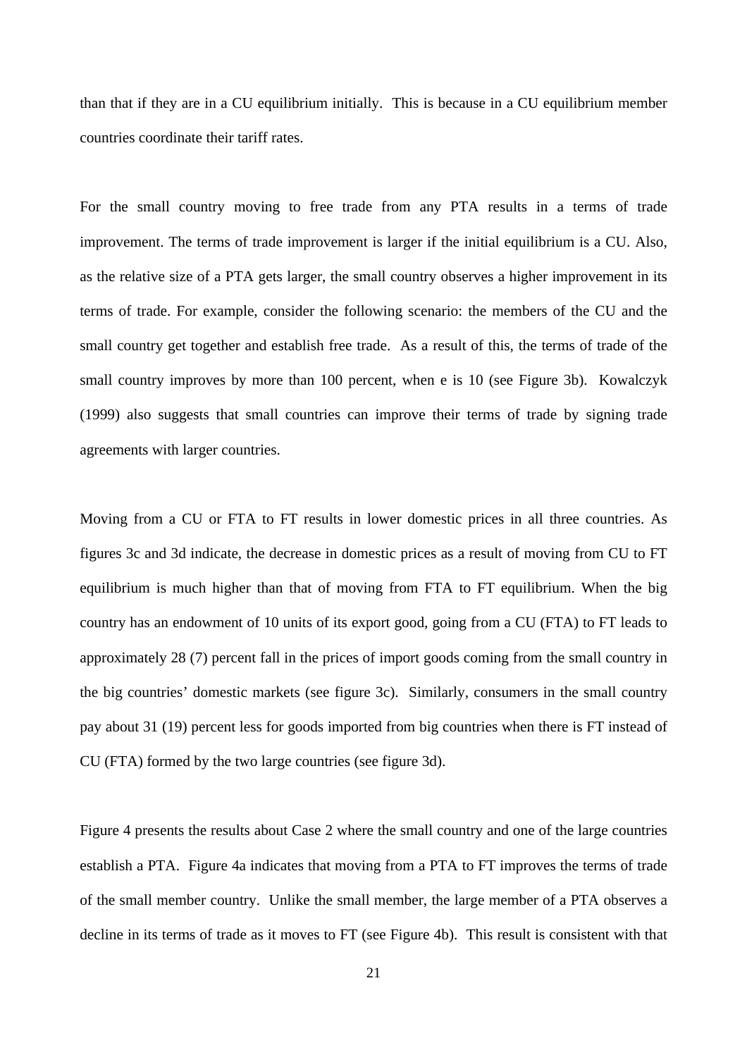than that if they are in a CU equilibrium initially. This is because in a CU equilibrium member countries coordinate their tariff rates.

For the small country moving to free trade from any PTA results in a terms of trade improvement. The terms of trade improvement is larger if the initial equilibrium is a CU. Also, as the relative size of a PTA gets larger, the small country observes a higher improvement in its terms of trade. For example, consider the following scenario: the members of the CU and the small country get together and establish free trade. As a result of this, the terms of trade of the small country improves by more than 100 percent, when e is 10 (see Figure 3b). Kowalczyk (1999) also suggests that small countries can improve their terms of trade by signing trade agreements with larger countries.

Moving from a CU or FTA to FT results in lower domestic prices in all three countries. As figures 3c and 3d indicate, the decrease in domestic prices as a result of moving from CU to FT equilibrium is much higher than that of moving from FTA to FT equilibrium. When the big country has an endowment of 10 units of its export good, going from a CU (FTA) to FT leads to approximately 28 (7) percent fall in the prices of import goods coming from the small country in the big countries' domestic markets (see figure 3c). Similarly, consumers in the small country pay about 31 (19) percent less for goods imported from big countries when there is FT instead of CU (FTA) formed by the two large countries (see figure 3d).

Figure 4 presents the results about Case 2 where the small country and one of the large countries establish a PTA. Figure 4a indicates that moving from a PTA to FT improves the terms of trade of the small member country. Unlike the small member, the large member of a PTA observes a decline in its terms of trade as it moves to FT (see Figure 4b). This result is consistent with that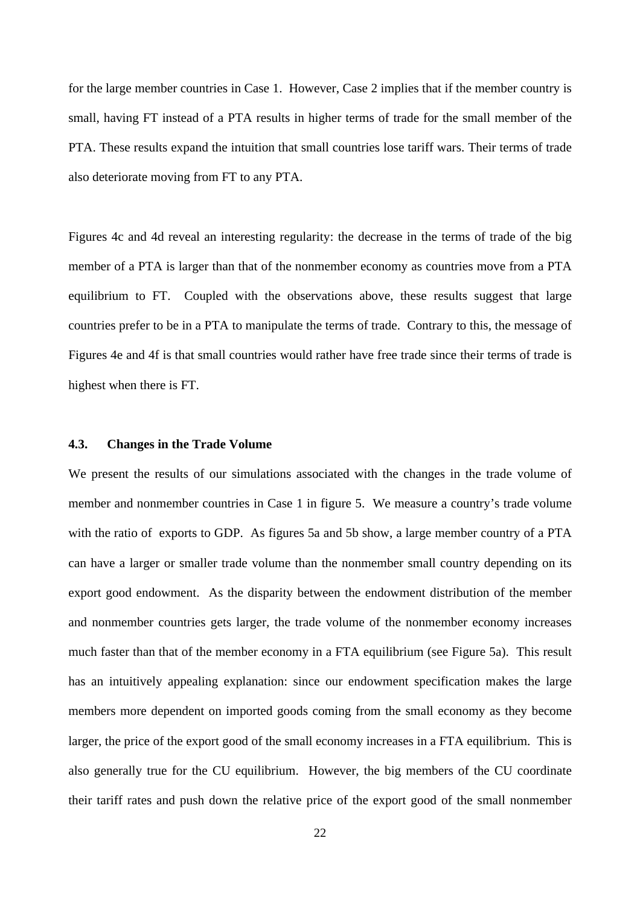for the large member countries in Case 1. However, Case 2 implies that if the member country is small, having FT instead of a PTA results in higher terms of trade for the small member of the PTA. These results expand the intuition that small countries lose tariff wars. Their terms of trade also deteriorate moving from FT to any PTA.

Figures 4c and 4d reveal an interesting regularity: the decrease in the terms of trade of the big member of a PTA is larger than that of the nonmember economy as countries move from a PTA equilibrium to FT. Coupled with the observations above, these results suggest that large countries prefer to be in a PTA to manipulate the terms of trade. Contrary to this, the message of Figures 4e and 4f is that small countries would rather have free trade since their terms of trade is highest when there is FT.

### 4.3. Changes in the Trade Volume

We present the results of our simulations associated with the changes in the trade volume of member and nonmember countries in Case 1 in figure 5. We measure a country's trade volume with the ratio of exports to GDP. As figures 5a and 5b show, a large member country of a PTA can have a larger or smaller trade volume than the nonmember small country depending on its export good endowment. As the disparity between the endowment distribution of the member and nonmember countries gets larger, the trade volume of the nonmember economy increases much faster than that of the member economy in a FTA equilibrium (see Figure 5a). This result has an intuitively appealing explanation: since our endowment specification makes the large members more dependent on imported goods coming from the small economy as they become larger, the price of the export good of the small economy increases in a FTA equilibrium. This is also generally true for the CU equilibrium. However, the big members of the CU coordinate their tariff rates and push down the relative price of the export good of the small nonmember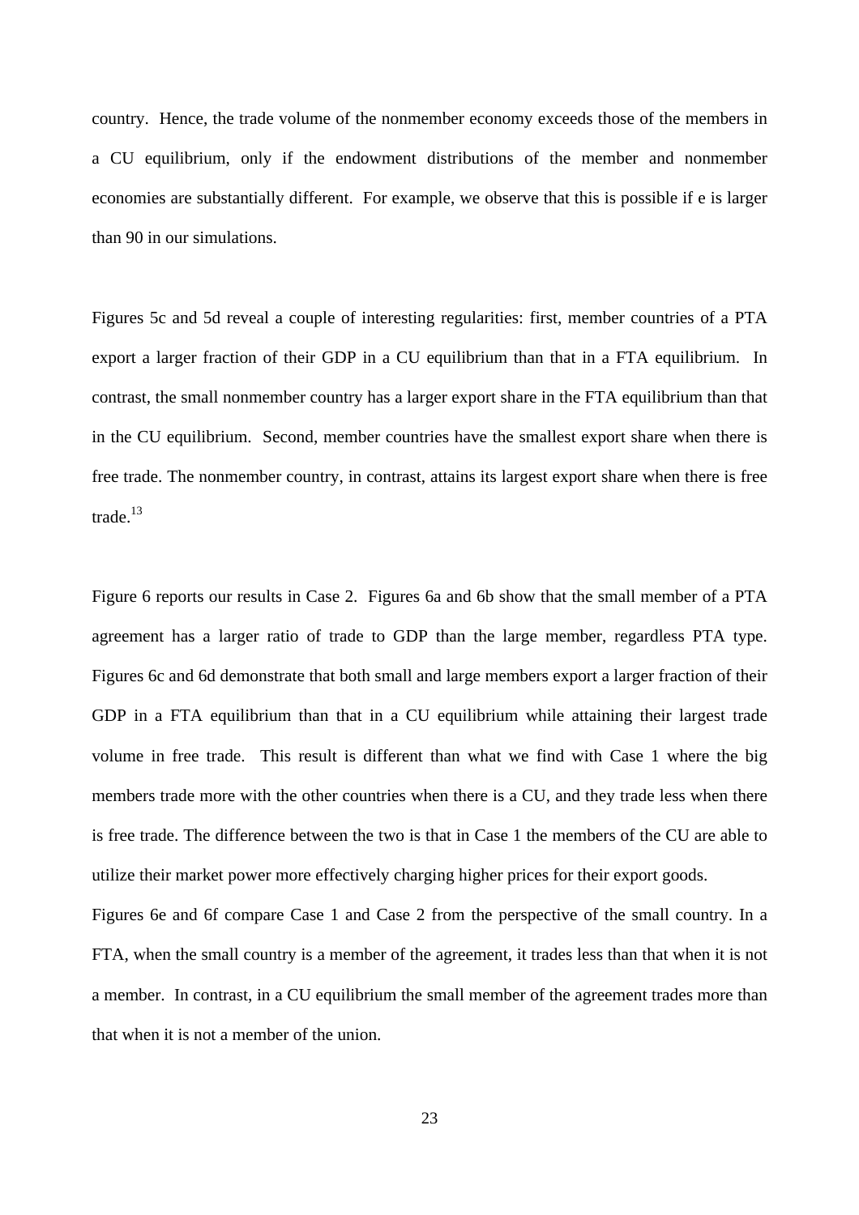country. Hence, the trade volume of the nonmember economy exceeds those of the members in a CU equilibrium, only if the endowment distributions of the member and nonmember economies are substantially different. For example, we observe that this is possible if e is larger than 90 in our simulations.

Figures 5c and 5d reveal a couple of interesting regularities: first, member countries of a PTA export a larger fraction of their GDP in a CU equilibrium than that in a FTA equilibrium. In contrast, the small nonmember country has a larger export share in the FTA equilibrium than that in the CU equilibrium. Second, member countries have the smallest export share when there is free trade. The nonmember country, in contrast, attains its largest export share when there is free trade.[13]

Figure 6 reports our results in Case 2. Figures 6a and 6b show that the small member of a PTA agreement has a larger ratio of trade to GDP than the large member, regardless PTA type. Figures 6c and 6d demonstrate that both small and large members export a larger fraction of their GDP in a FTA equilibrium than that in a CU equilibrium while attaining their largest trade volume in free trade. This result is different than what we find with Case 1 where the big members trade more with the other countries when there is a CU, and they trade less when there is free trade. The difference between the two is that in Case 1 the members of the CU are able to utilize their market power more effectively charging higher prices for their export goods.

Figures 6e and 6f compare Case 1 and Case 2 from the perspective of the small country. In a FTA, when the small country is a member of the agreement, it trades less than that when it is not a member. In contrast, in a CU equilibrium the small member of the agreement trades more than that when it is not a member of the union.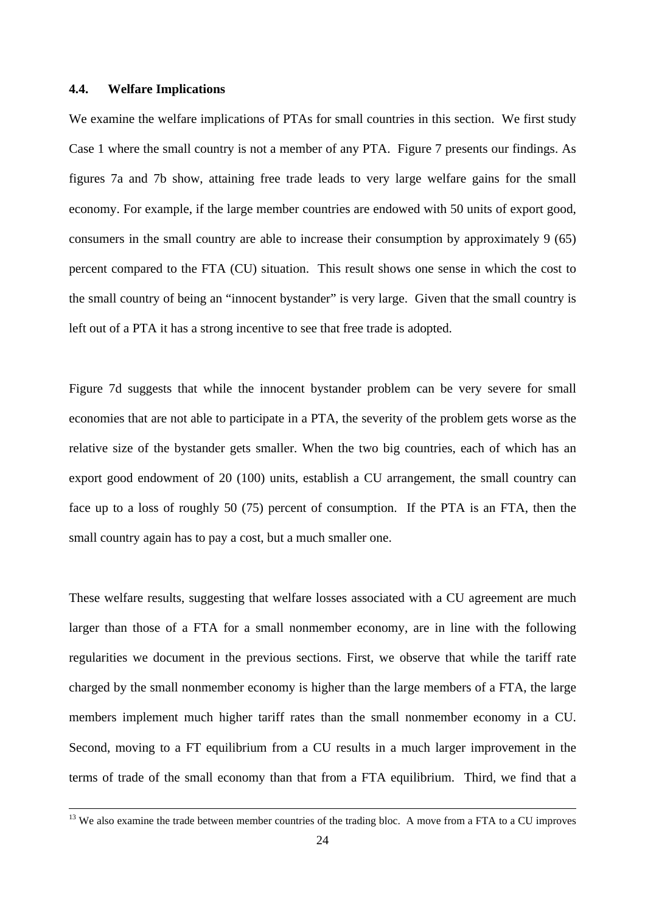### 4.4. Welfare Implications

We examine the welfare implications of PTAs for small countries in this section. We first study Case 1 where the small country is not a member of any PTA. Figure 7 presents our findings. As figures 7a and 7b show, attaining free trade leads to very large welfare gains for the small economy. For example, if the large member countries are endowed with 50 units of export good, consumers in the small country are able to increase their consumption by approximately 9 (65) percent compared to the FTA (CU) situation. This result shows one sense in which the cost to the small country of being an "innocent bystander" is very large. Given that the small country is left out of a PTA it has a strong incentive to see that free trade is adopted.

Figure 7d suggests that while the innocent bystander problem can be very severe for small economies that are not able to participate in a PTA, the severity of the problem gets worse as the relative size of the bystander gets smaller. When the two big countries, each of which has an export good endowment of 20 (100) units, establish a CU arrangement, the small country can face up to a loss of roughly 50 (75) percent of consumption. If the PTA is an FTA, then the small country again has to pay a cost, but a much smaller one.

These welfare results, suggesting that welfare losses associated with a CU agreement are much larger than those of a FTA for a small nonmember economy, are in line with the following regularities we document in the previous sections. First, we observe that while the tariff rate charged by the small nonmember economy is higher than the large members of a FTA, the large members implement much higher tariff rates than the small nonmember economy in a CU. Second, moving to a FT equilibrium from a CU results in a much larger improvement in the terms of trade of the small economy than that from a FTA equilibrium. Third, we find that a

---

[13] We also examine the trade between member countries of the trading bloc. A move from a FTA to a CU improves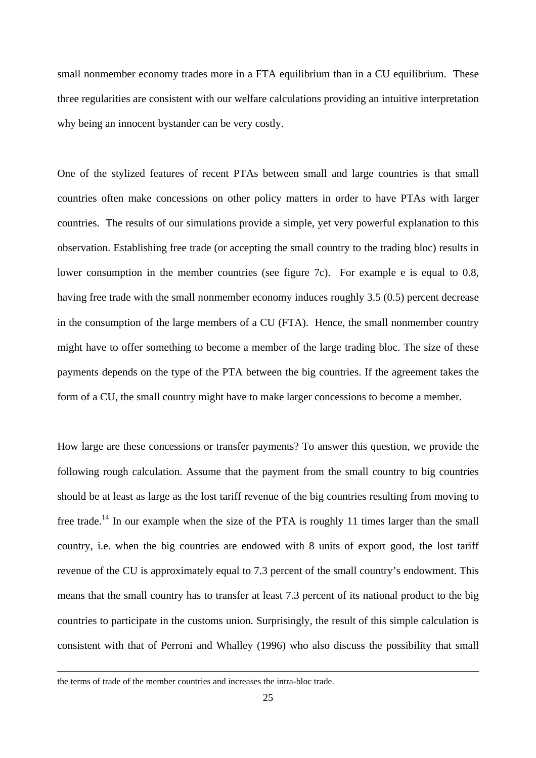small nonmember economy trades more in a FTA equilibrium than in a CU equilibrium. These three regularities are consistent with our welfare calculations providing an intuitive interpretation why being an innocent bystander can be very costly.

One of the stylized features of recent PTAs between small and large countries is that small countries often make concessions on other policy matters in order to have PTAs with larger countries. The results of our simulations provide a simple, yet very powerful explanation to this observation. Establishing free trade (or accepting the small country to the trading bloc) results in lower consumption in the member countries (see figure 7c). For example e is equal to 0.8, having free trade with the small nonmember economy induces roughly 3.5 (0.5) percent decrease in the consumption of the large members of a CU (FTA). Hence, the small nonmember country might have to offer something to become a member of the large trading bloc. The size of these payments depends on the type of the PTA between the big countries. If the agreement takes the form of a CU, the small country might have to make larger concessions to become a member.

How large are these concessions or transfer payments? To answer this question, we provide the following rough calculation. Assume that the payment from the small country to big countries should be at least as large as the lost tariff revenue of the big countries resulting from moving to free trade.[14] In our example when the size of the PTA is roughly 11 times larger than the small country, i.e. when the big countries are endowed with 8 units of export good, the lost tariff revenue of the CU is approximately equal to 7.3 percent of the small country's endowment. This means that the small country has to transfer at least 7.3 percent of its national product to the big countries to participate in the customs union. Surprisingly, the result of this simple calculation is consistent with that of Perroni and Whalley (1996) who also discuss the possibility that small

---

the terms of trade of the member countries and increases the intra-bloc trade.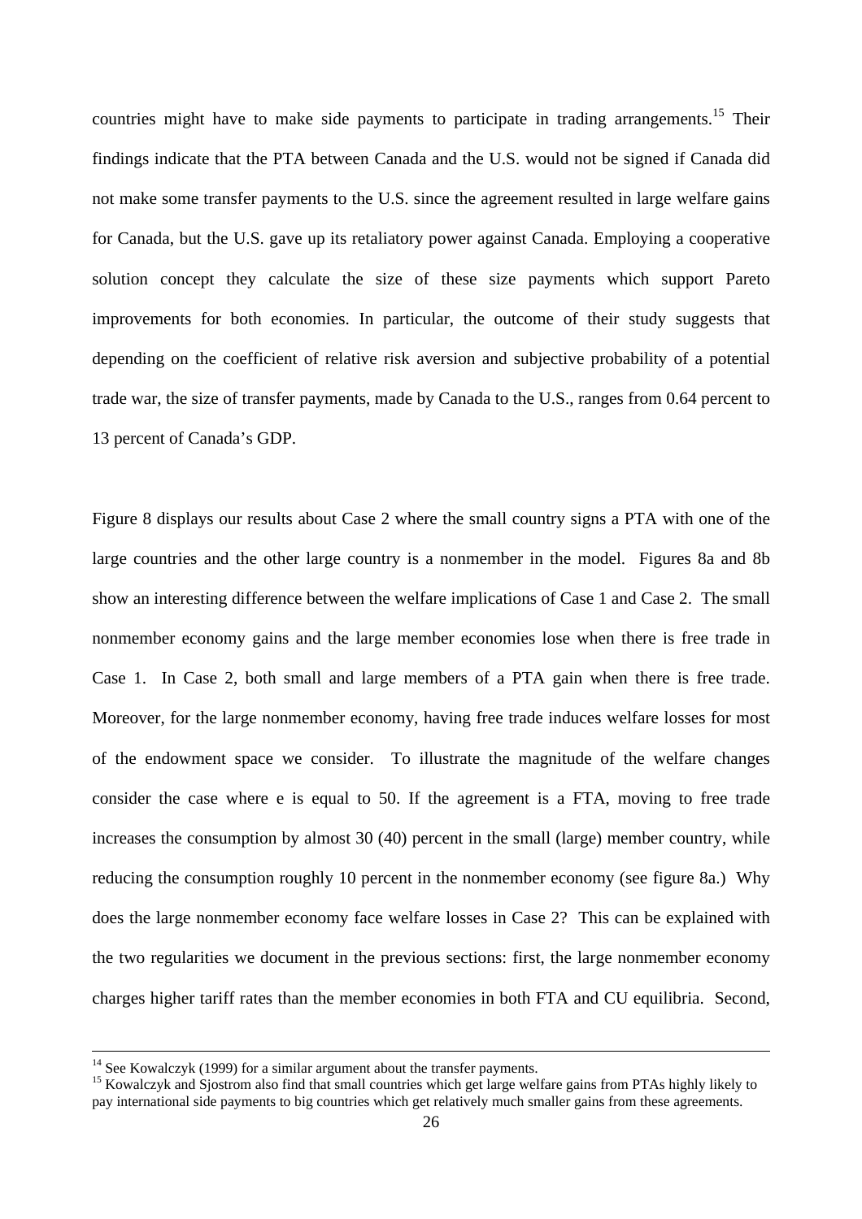countries might have to make side payments to participate in trading arrangements.[15] Their findings indicate that the PTA between Canada and the U.S. would not be signed if Canada did not make some transfer payments to the U.S. since the agreement resulted in large welfare gains for Canada, but the U.S. gave up its retaliatory power against Canada. Employing a cooperative solution concept they calculate the size of these size payments which support Pareto improvements for both economies. In particular, the outcome of their study suggests that depending on the coefficient of relative risk aversion and subjective probability of a potential trade war, the size of transfer payments, made by Canada to the U.S., ranges from 0.64 percent to 13 percent of Canada's GDP.

Figure 8 displays our results about Case 2 where the small country signs a PTA with one of the large countries and the other large country is a nonmember in the model. Figures 8a and 8b show an interesting difference between the welfare implications of Case 1 and Case 2. The small nonmember economy gains and the large member economies lose when there is free trade in Case 1. In Case 2, both small and large members of a PTA gain when there is free trade. Moreover, for the large nonmember economy, having free trade induces welfare losses for most of the endowment space we consider. To illustrate the magnitude of the welfare changes consider the case where e is equal to 50. If the agreement is a FTA, moving to free trade increases the consumption by almost 30 (40) percent in the small (large) member country, while reducing the consumption roughly 10 percent in the nonmember economy (see figure 8a.) Why does the large nonmember economy face welfare losses in Case 2? This can be explained with the two regularities we document in the previous sections: first, the large nonmember economy charges higher tariff rates than the member economies in both FTA and CU equilibria. Second,

[14] See Kowalczyk (1999) for a similar argument about the transfer payments.

[15] Kowalczyk and Sjostrom also find that small countries which get large welfare gains from PTAs highly likely to pay international side payments to big countries which get relatively much smaller gains from these agreements.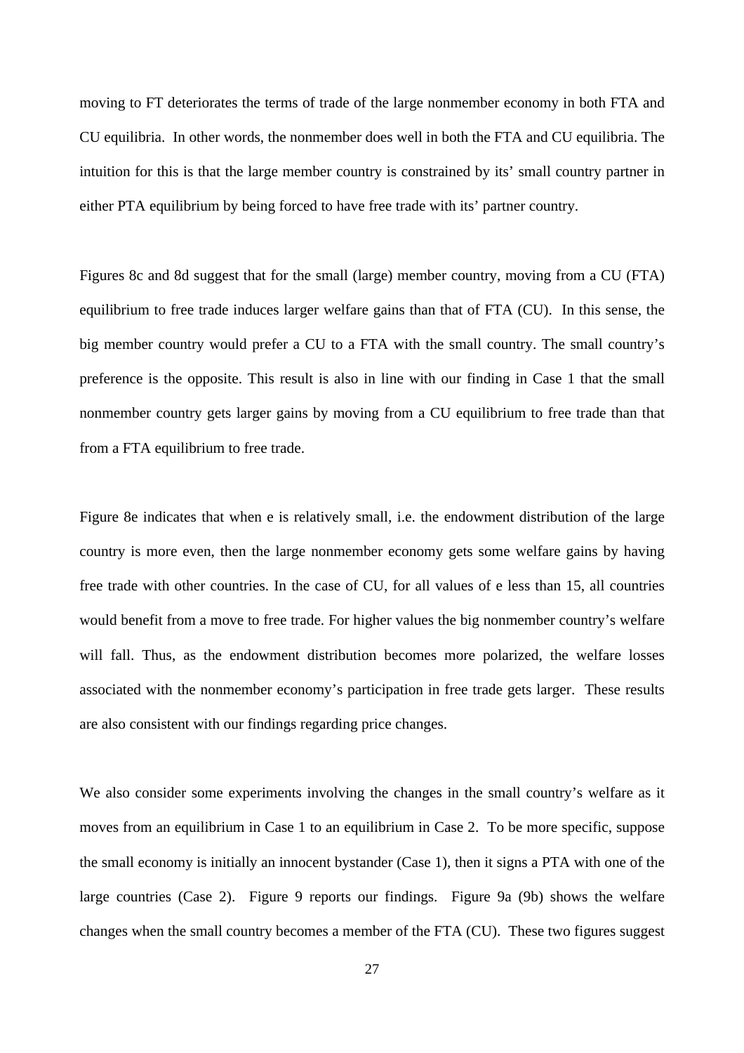moving to FT deteriorates the terms of trade of the large nonmember economy in both FTA and CU equilibria. In other words, the nonmember does well in both the FTA and CU equilibria. The intuition for this is that the large member country is constrained by its' small country partner in either PTA equilibrium by being forced to have free trade with its' partner country.

Figures 8c and 8d suggest that for the small (large) member country, moving from a CU (FTA) equilibrium to free trade induces larger welfare gains than that of FTA (CU). In this sense, the big member country would prefer a CU to a FTA with the small country. The small country's preference is the opposite. This result is also in line with our finding in Case 1 that the small nonmember country gets larger gains by moving from a CU equilibrium to free trade than that from a FTA equilibrium to free trade.

Figure 8e indicates that when e is relatively small, i.e. the endowment distribution of the large country is more even, then the large nonmember economy gets some welfare gains by having free trade with other countries. In the case of CU, for all values of e less than 15, all countries would benefit from a move to free trade. For higher values the big nonmember country's welfare will fall. Thus, as the endowment distribution becomes more polarized, the welfare losses associated with the nonmember economy's participation in free trade gets larger. These results are also consistent with our findings regarding price changes.

We also consider some experiments involving the changes in the small country's welfare as it moves from an equilibrium in Case 1 to an equilibrium in Case 2. To be more specific, suppose the small economy is initially an innocent bystander (Case 1), then it signs a PTA with one of the large countries (Case 2). Figure 9 reports our findings. Figure 9a (9b) shows the welfare changes when the small country becomes a member of the FTA (CU). These two figures suggest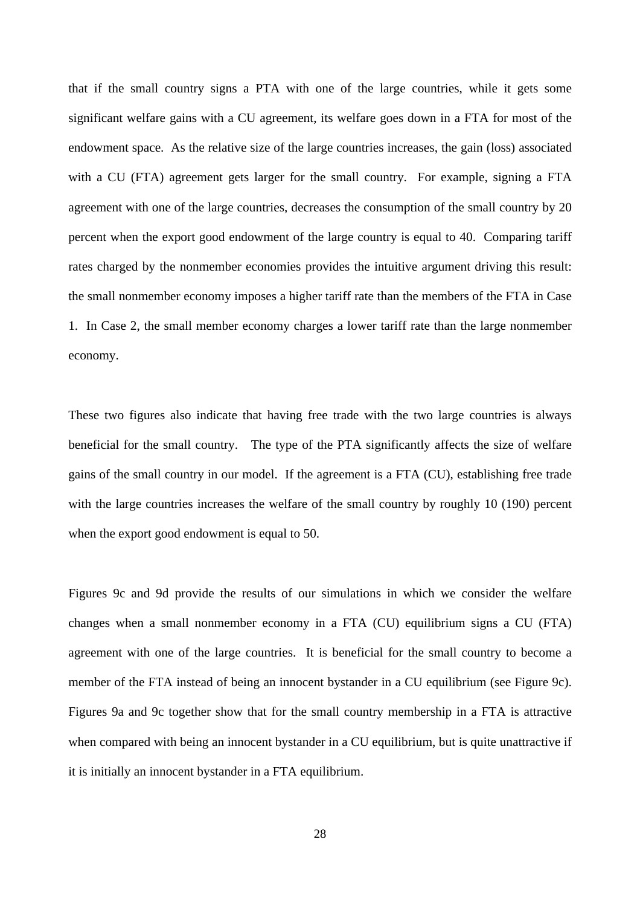that if the small country signs a PTA with one of the large countries, while it gets some significant welfare gains with a CU agreement, its welfare goes down in a FTA for most of the endowment space. As the relative size of the large countries increases, the gain (loss) associated with a CU (FTA) agreement gets larger for the small country. For example, signing a FTA agreement with one of the large countries, decreases the consumption of the small country by 20 percent when the export good endowment of the large country is equal to 40. Comparing tariff rates charged by the nonmember economies provides the intuitive argument driving this result: the small nonmember economy imposes a higher tariff rate than the members of the FTA in Case 1. In Case 2, the small member economy charges a lower tariff rate than the large nonmember economy.

These two figures also indicate that having free trade with the two large countries is always beneficial for the small country. The type of the PTA significantly affects the size of welfare gains of the small country in our model. If the agreement is a FTA (CU), establishing free trade with the large countries increases the welfare of the small country by roughly 10 (190) percent when the export good endowment is equal to 50.

Figures 9c and 9d provide the results of our simulations in which we consider the welfare changes when a small nonmember economy in a FTA (CU) equilibrium signs a CU (FTA) agreement with one of the large countries. It is beneficial for the small country to become a member of the FTA instead of being an innocent bystander in a CU equilibrium (see Figure 9c). Figures 9a and 9c together show that for the small country membership in a FTA is attractive when compared with being an innocent bystander in a CU equilibrium, but is quite unattractive if it is initially an innocent bystander in a FTA equilibrium.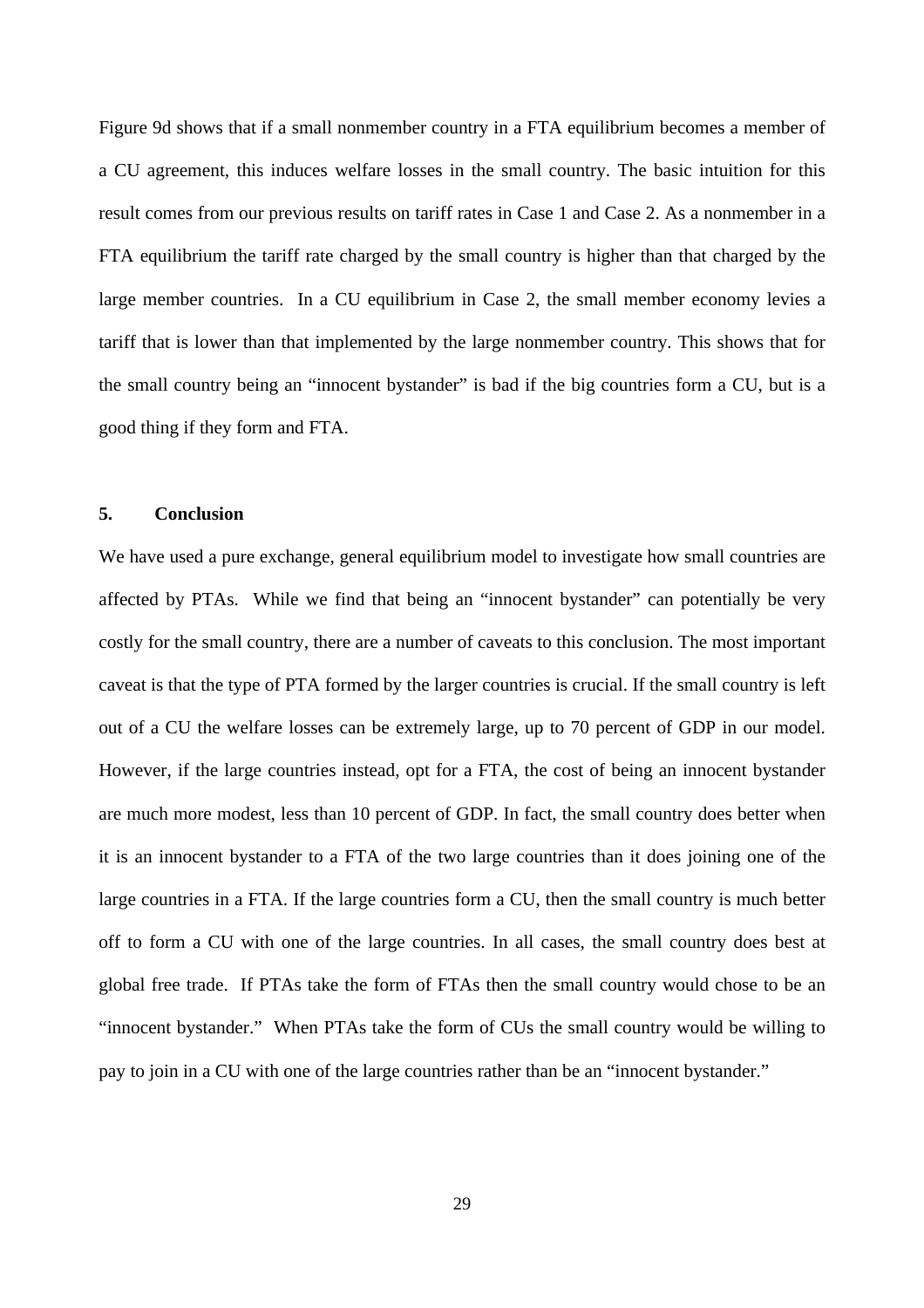Figure 9d shows that if a small nonmember country in a FTA equilibrium becomes a member of a CU agreement, this induces welfare losses in the small country. The basic intuition for this result comes from our previous results on tariff rates in Case 1 and Case 2. As a nonmember in a FTA equilibrium the tariff rate charged by the small country is higher than that charged by the large member countries. In a CU equilibrium in Case 2, the small member economy levies a tariff that is lower than that implemented by the large nonmember country. This shows that for the small country being an "innocent bystander" is bad if the big countries form a CU, but is a good thing if they form and FTA.

## 5. Conclusion

We have used a pure exchange, general equilibrium model to investigate how small countries are affected by PTAs. While we find that being an "innocent bystander" can potentially be very costly for the small country, there are a number of caveats to this conclusion. The most important caveat is that the type of PTA formed by the larger countries is crucial. If the small country is left out of a CU the welfare losses can be extremely large, up to 70 percent of GDP in our model. However, if the large countries instead, opt for a FTA, the cost of being an innocent bystander are much more modest, less than 10 percent of GDP. In fact, the small country does better when it is an innocent bystander to a FTA of the two large countries than it does joining one of the large countries in a FTA. If the large countries form a CU, then the small country is much better off to form a CU with one of the large countries. In all cases, the small country does best at global free trade. If PTAs take the form of FTAs then the small country would chose to be an "innocent bystander." When PTAs take the form of CUs the small country would be willing to pay to join in a CU with one of the large countries rather than be an "innocent bystander."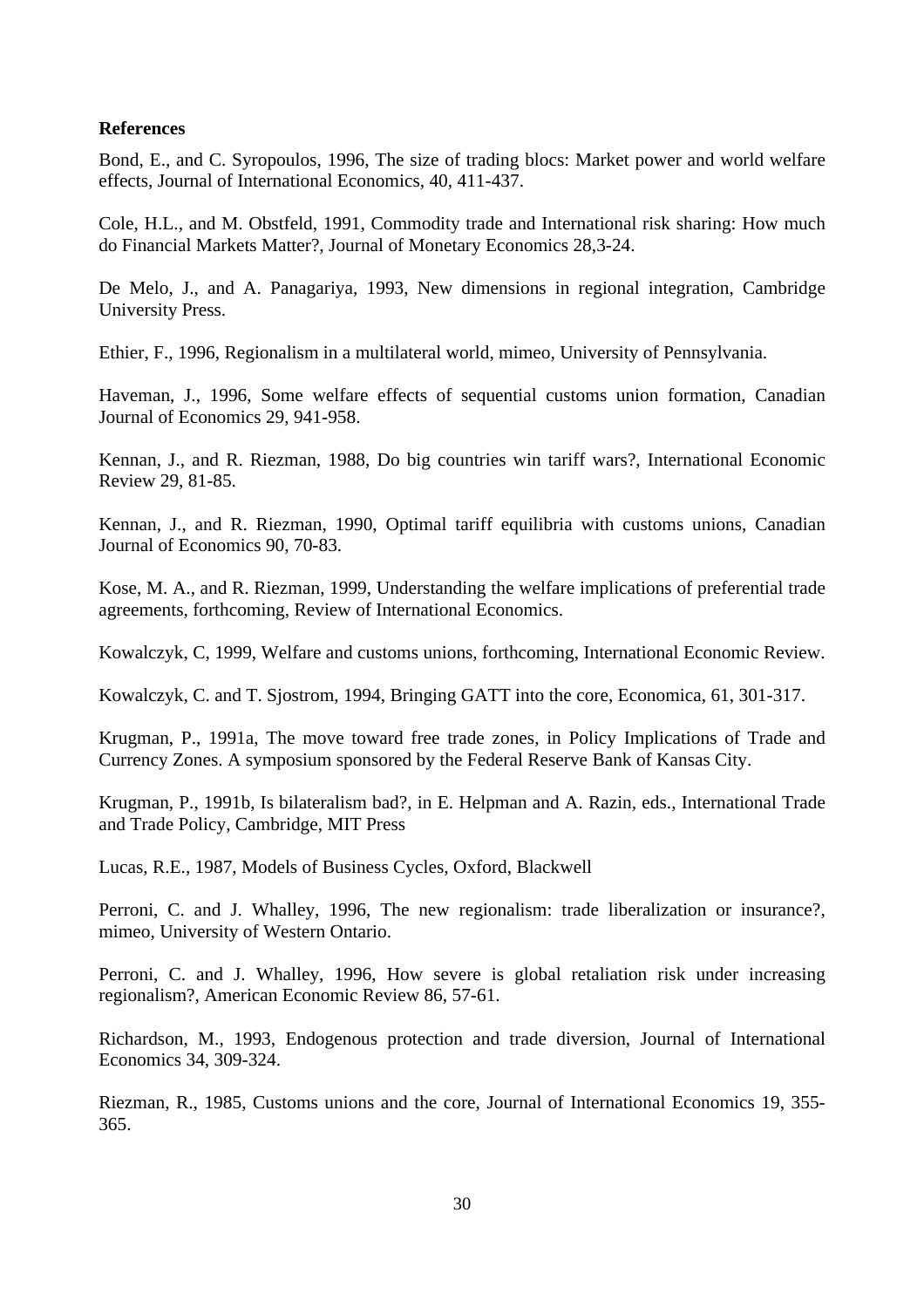**References**

Bond, E., and C. Syropoulos, 1996, The size of trading blocs: Market power and world welfare effects, Journal of International Economics, 40, 411-437.

Cole, H.L., and M. Obstfeld, 1991, Commodity trade and International risk sharing: How much do Financial Markets Matter?, Journal of Monetary Economics 28,3-24.

De Melo, J., and A. Panagariya, 1993, New dimensions in regional integration, Cambridge University Press.

Ethier, F., 1996, Regionalism in a multilateral world, mimeo, University of Pennsylvania.

Haveman, J., 1996, Some welfare effects of sequential customs union formation, Canadian Journal of Economics 29, 941-958.

Kennan, J., and R. Riezman, 1988, Do big countries win tariff wars?, International Economic Review 29, 81-85.

Kennan, J., and R. Riezman, 1990, Optimal tariff equilibria with customs unions, Canadian Journal of Economics 90, 70-83.

Kose, M. A., and R. Riezman, 1999, Understanding the welfare implications of preferential trade agreements, forthcoming, Review of International Economics.

Kowalczyk, C, 1999, Welfare and customs unions, forthcoming, International Economic Review.

Kowalczyk, C. and T. Sjostrom, 1994, Bringing GATT into the core, Economica, 61, 301-317.

Krugman, P., 1991a, The move toward free trade zones, in Policy Implications of Trade and Currency Zones. A symposium sponsored by the Federal Reserve Bank of Kansas City.

Krugman, P., 1991b, Is bilateralism bad?, in E. Helpman and A. Razin, eds., International Trade and Trade Policy, Cambridge, MIT Press

Lucas, R.E., 1987, Models of Business Cycles, Oxford, Blackwell

Perroni, C. and J. Whalley, 1996, The new regionalism: trade liberalization or insurance?, mimeo, University of Western Ontario.

Perroni, C. and J. Whalley, 1996, How severe is global retaliation risk under increasing regionalism?, American Economic Review 86, 57-61.

Richardson, M., 1993, Endogenous protection and trade diversion, Journal of International Economics 34, 309-324.

Riezman, R., 1985, Customs unions and the core, Journal of International Economics 19, 355-365.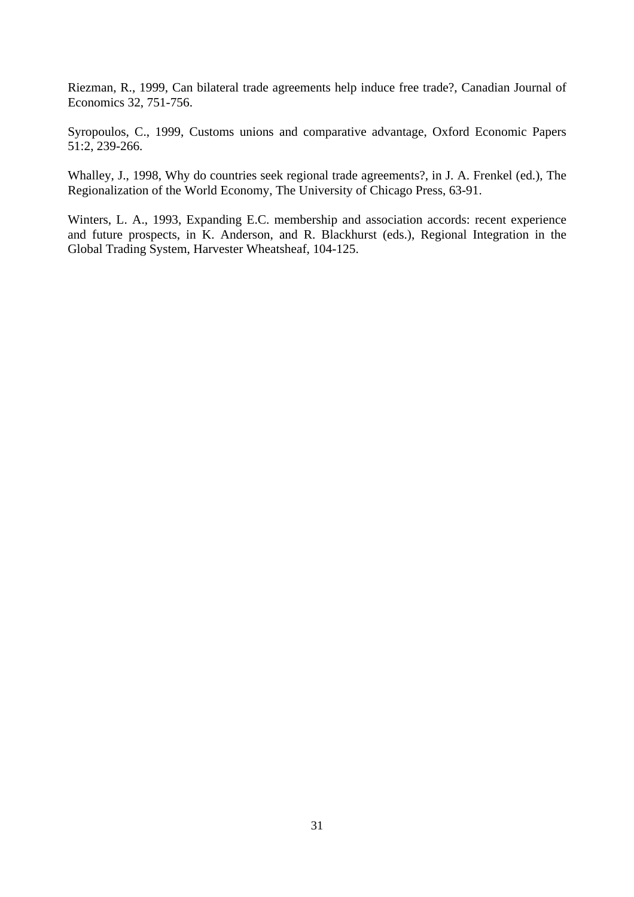Riezman, R., 1999, Can bilateral trade agreements help induce free trade?, Canadian Journal of Economics 32, 751-756.

Syropoulos, C., 1999, Customs unions and comparative advantage, Oxford Economic Papers 51:2, 239-266.

Whalley, J., 1998, Why do countries seek regional trade agreements?, in J. A. Frenkel (ed.), The Regionalization of the World Economy, The University of Chicago Press, 63-91.

Winters, L. A., 1993, Expanding E.C. membership and association accords: recent experience and future prospects, in K. Anderson, and R. Blackhurst (eds.), Regional Integration in the Global Trading System, Harvester Wheatsheaf, 104-125.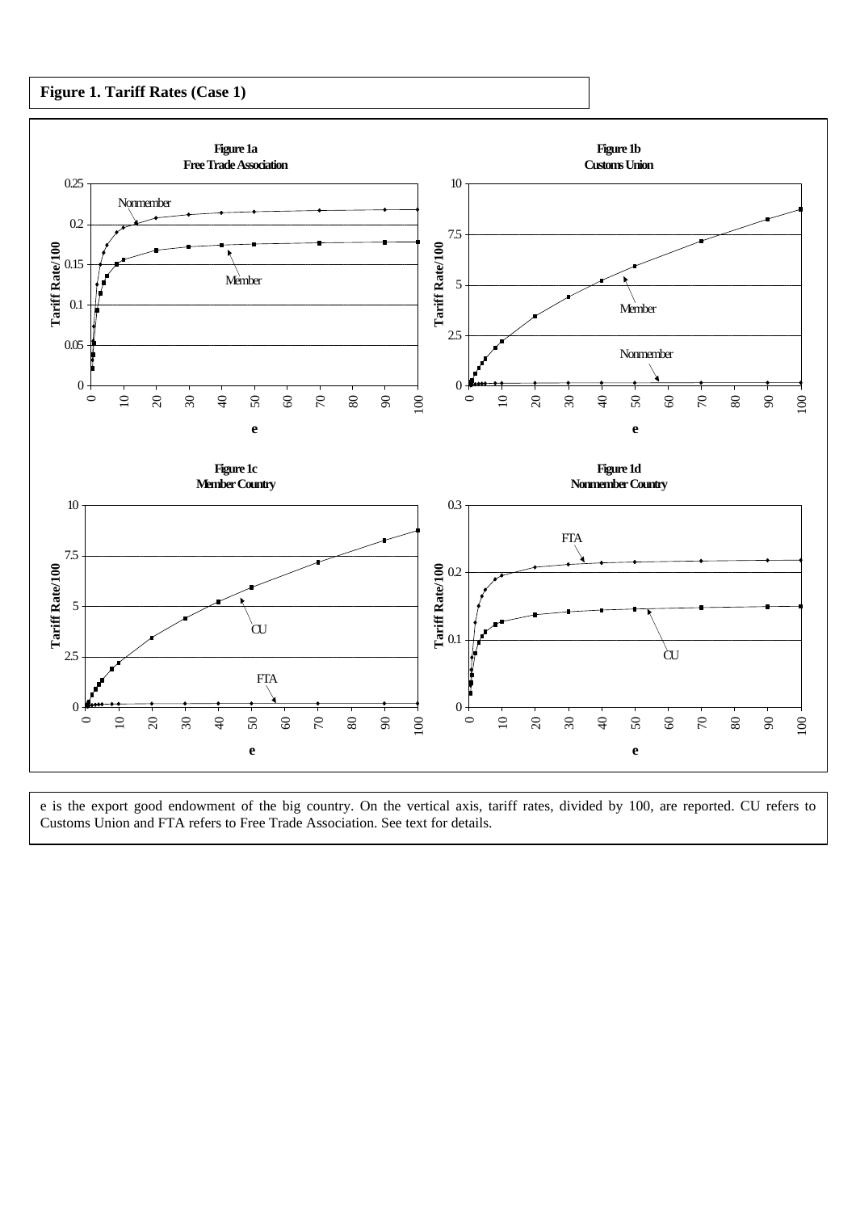**Figure 1. Tariff Rates (Case 1)**

e is the export good endowment of the big country. On the vertical axis, tariff rates, divided by 100, are reported. CU refers to Customs Union and FTA refers to Free Trade Association. See text for details.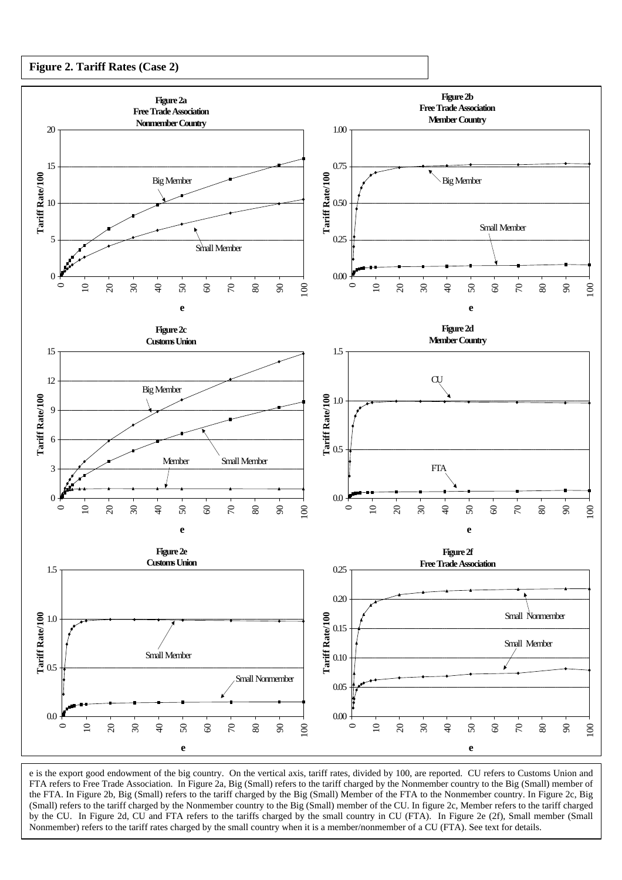**Figure 2. Tariff Rates (Case 2)**

e is the export good endowment of the big country. On the vertical axis, tariff rates, divided by 100, are reported. CU refers to Customs Union and FTA refers to Free Trade Association. In Figure 2a, Big (Small) refers to the tariff charged by the Nonmember country to the Big (Small) member of the FTA. In Figure 2b, Big (Small) refers to the tariff charged by the Big (Small) Member of the FTA to the Nonmember country. In Figure 2c, Big (Small) refers to the tariff charged by the Nonmember country to the Big (Small) member of the CU. In figure 2c, Member refers to the tariff charged by the CU. In Figure 2d, CU and FTA refers to the tariffs charged by the small country in CU (FTA). In Figure 2e (2f), Small member (Small Nonmember) refers to the tariff rates charged by the small country when it is a member/nonmember of a CU (FTA). See text for details.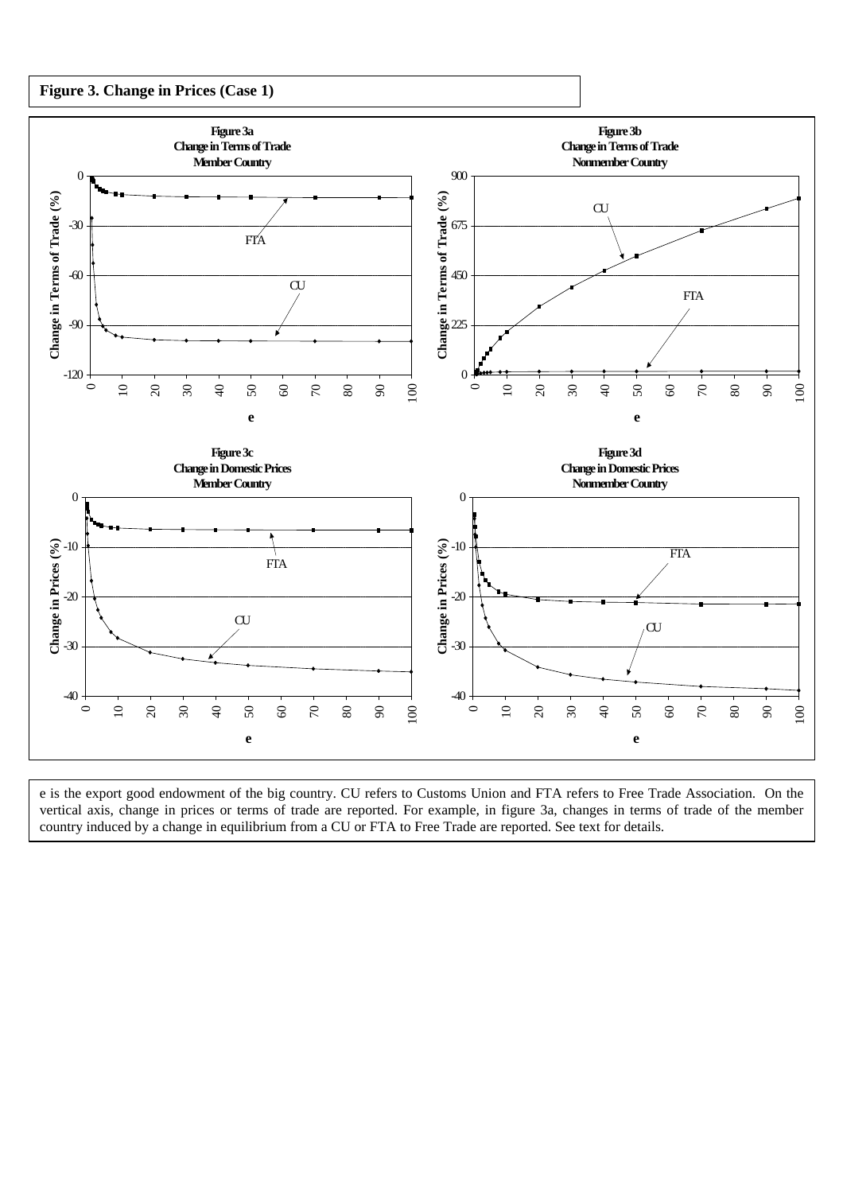**Figure 3. Change in Prices (Case 1)**

e is the export good endowment of the big country. CU refers to Customs Union and FTA refers to Free Trade Association. On the vertical axis, change in prices or terms of trade are reported. For example, in figure 3a, changes in terms of trade of the member country induced by a change in equilibrium from a CU or FTA to Free Trade are reported. See text for details.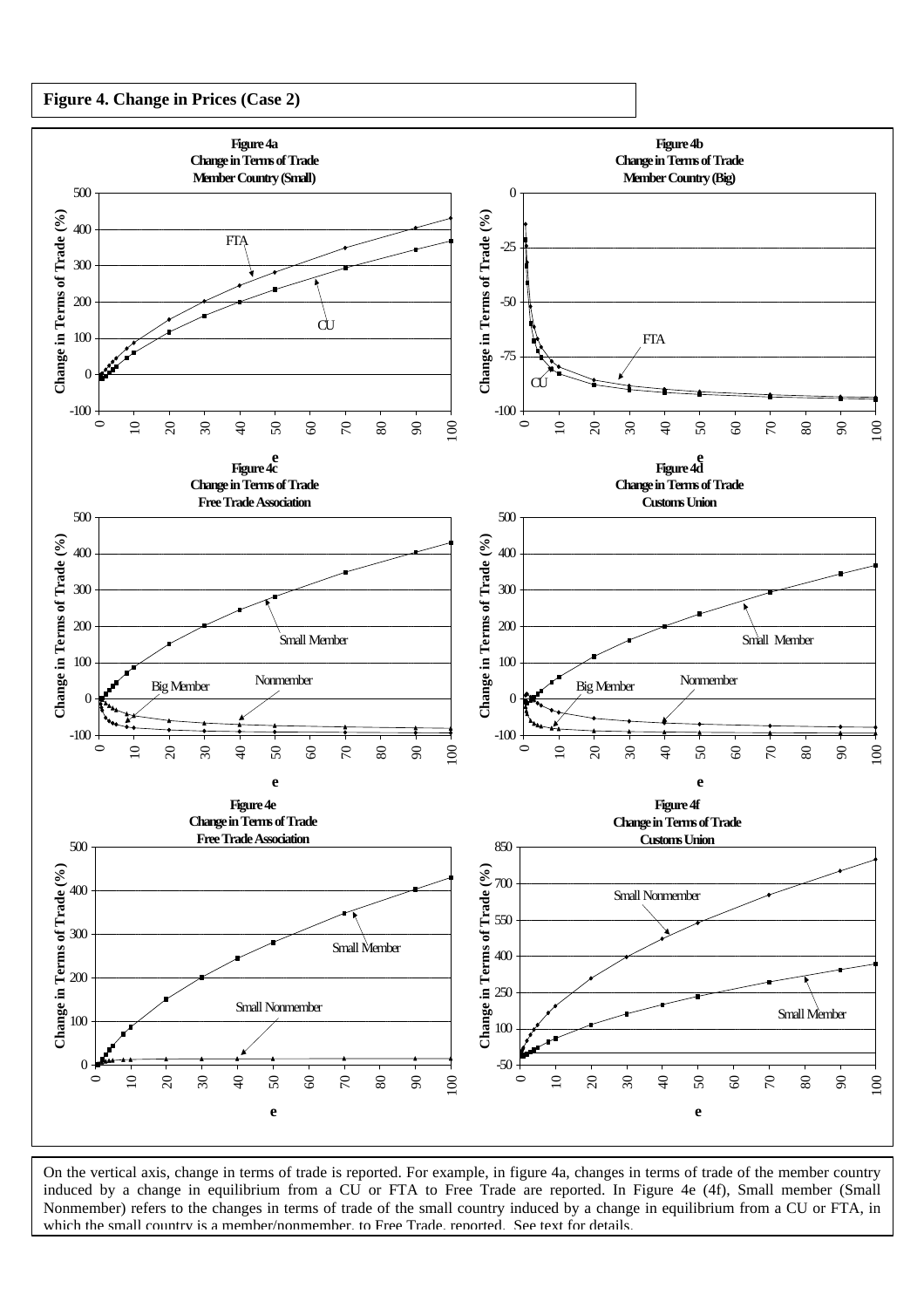**Figure 4. Change in Prices (Case 2)**

Figure 4a
Change in Terms of Trade
Member Country (Small)

Figure 4b
Change in Terms of Trade
Member Country (Big)

Figure 4c
Change in Terms of Trade
Free Trade Association

Figure 4d
Change in Terms of Trade
Customs Union

Figure 4e
Change in Terms of Trade
Free Trade Association

Figure 4f
Change in Terms of Trade
Customs Union

On the vertical axis, change in terms of trade is reported. For example, in figure 4a, changes in terms of trade of the member country induced by a change in equilibrium from a CU or FTA to Free Trade are reported. In Figure 4e (4f), Small member (Small Nonmember) refers to the changes in terms of trade of the small country induced by a change in equilibrium from a CU or FTA, in which the small country is a member/nonmember, to Free Trade, reported. See text for details.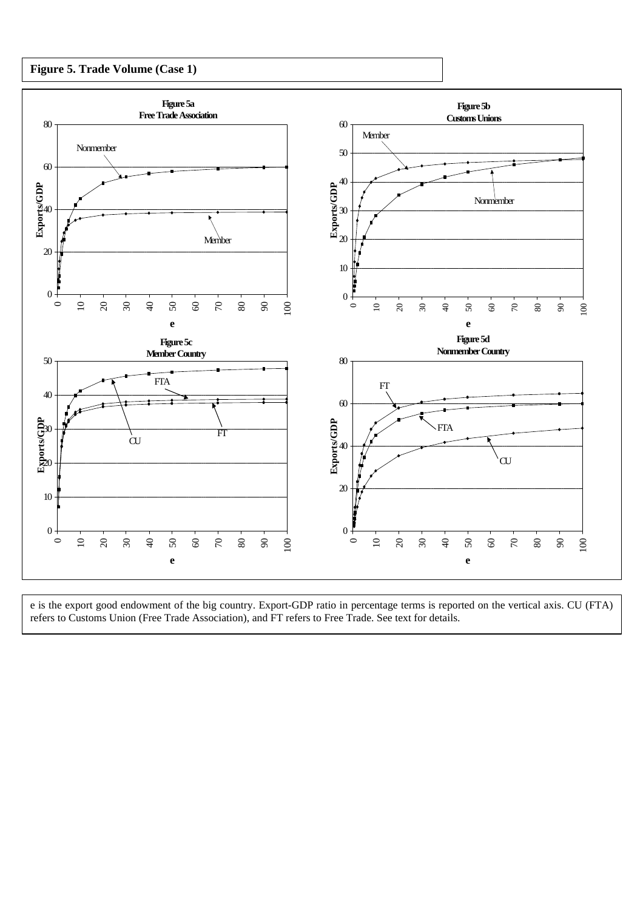**Figure 5. Trade Volume (Case 1)**

**Figure 5a**
**Free Trade Association**

**Figure 5b**
**Customs Unions**

**Figure 5c**
**Member Country**

**Figure 5d**
**Nonmember Country**

e is the export good endowment of the big country. Export-GDP ratio in percentage terms is reported on the vertical axis. CU (FTA) refers to Customs Union (Free Trade Association), and FT refers to Free Trade. See text for details.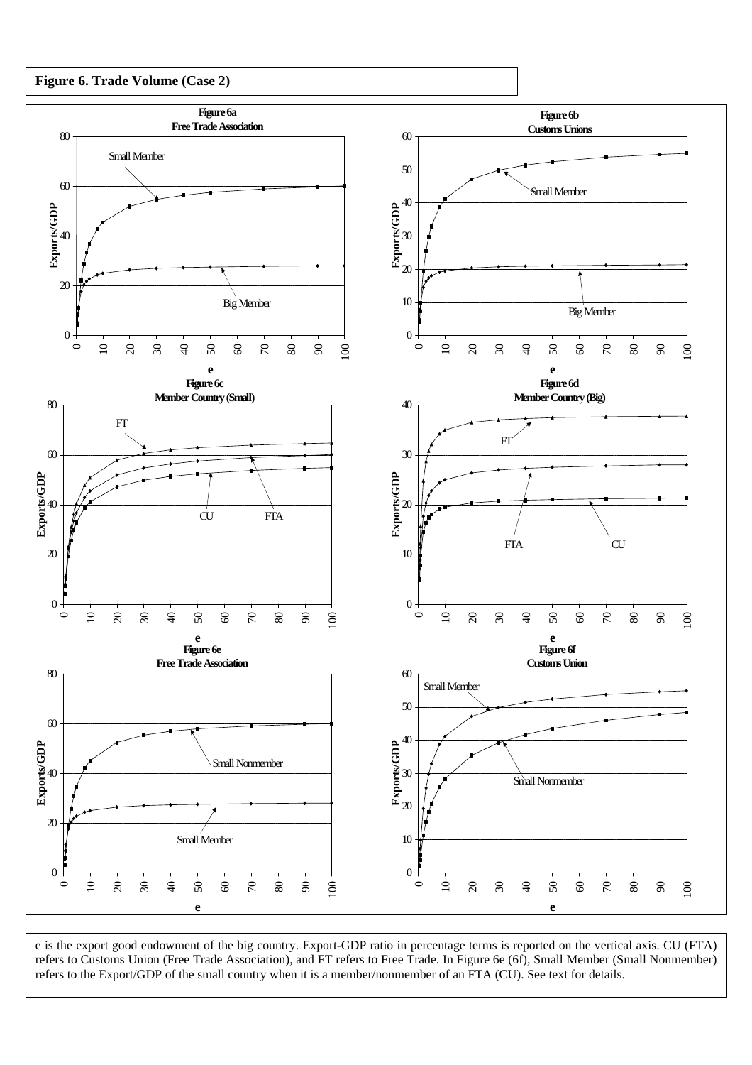**Figure 6. Trade Volume (Case 2)**

e is the export good endowment of the big country. Export-GDP ratio in percentage terms is reported on the vertical axis. CU (FTA) refers to Customs Union (Free Trade Association), and FT refers to Free Trade. In Figure 6e (6f), Small Member (Small Nonmember) refers to the Export/GDP of the small country when it is a member/nonmember of an FTA (CU). See text for details.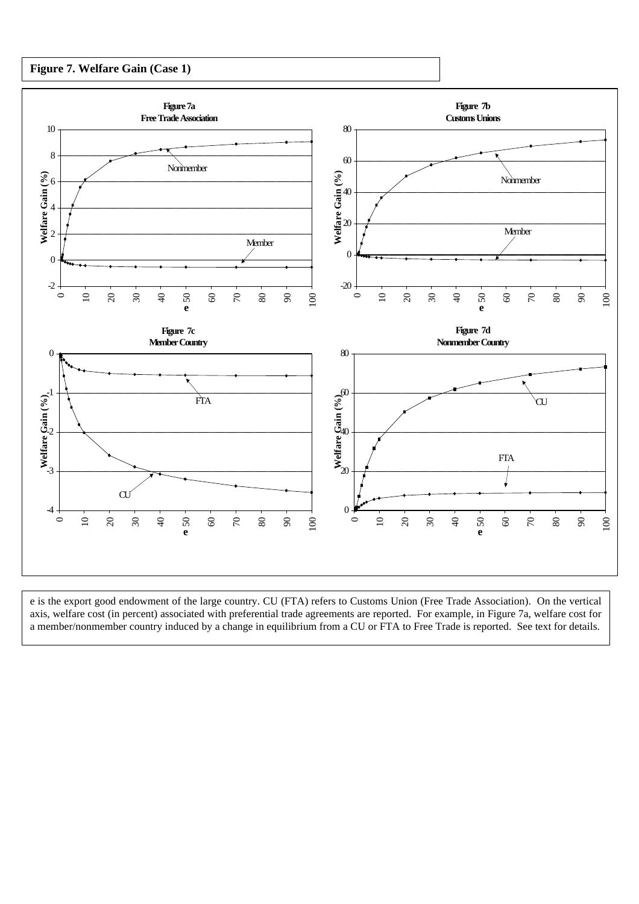**Figure 7. Welfare Gain (Case 1)**

e is the export good endowment of the large country. CU (FTA) refers to Customs Union (Free Trade Association). On the vertical axis, welfare cost (in percent) associated with preferential trade agreements are reported. For example, in Figure 7a, welfare cost for a member/nonmember country induced by a change in equilibrium from a CU or FTA to Free Trade is reported. See text for details.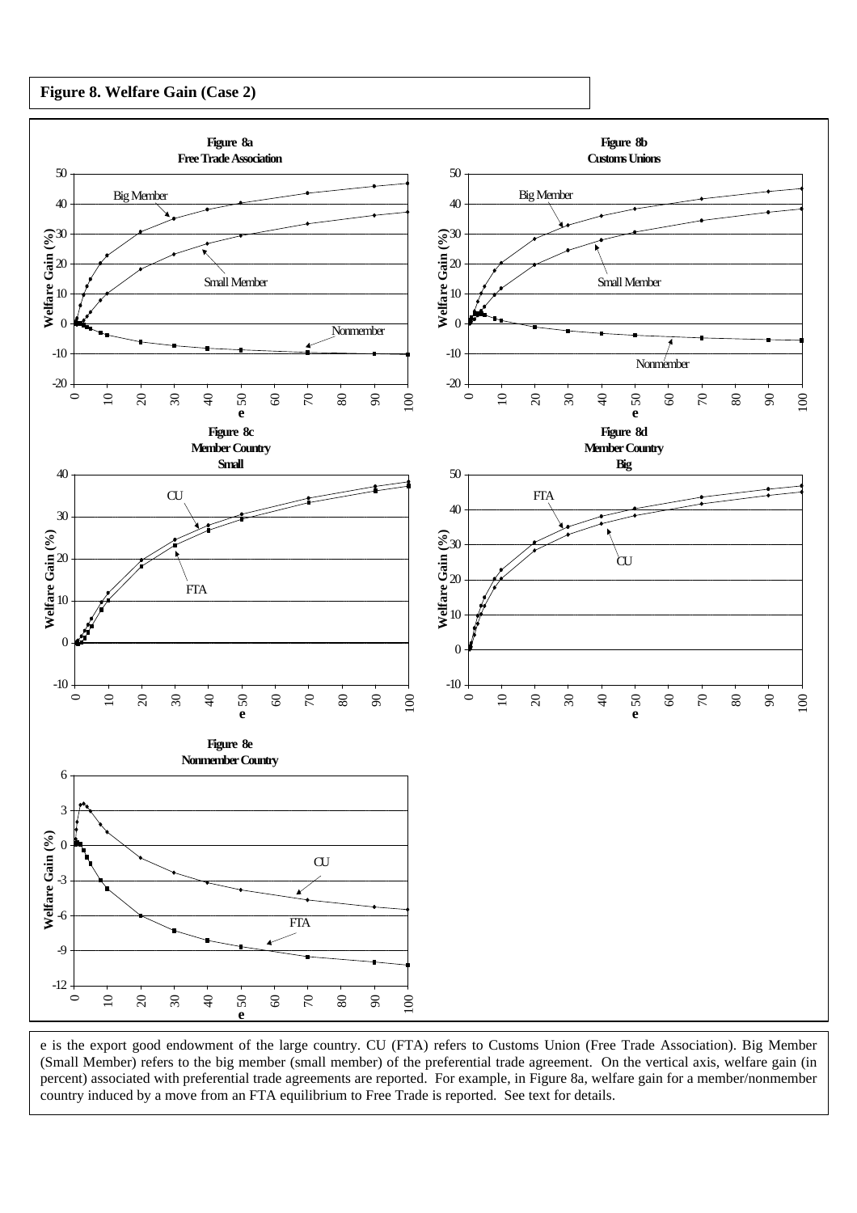**Figure 8. Welfare Gain (Case 2)**

e is the export good endowment of the large country. CU (FTA) refers to Customs Union (Free Trade Association). Big Member (Small Member) refers to the big member (small member) of the preferential trade agreement. On the vertical axis, welfare gain (in percent) associated with preferential trade agreements are reported. For example, in Figure 8a, welfare gain for a member/nonmember country induced by a move from an FTA equilibrium to Free Trade is reported. See text for details.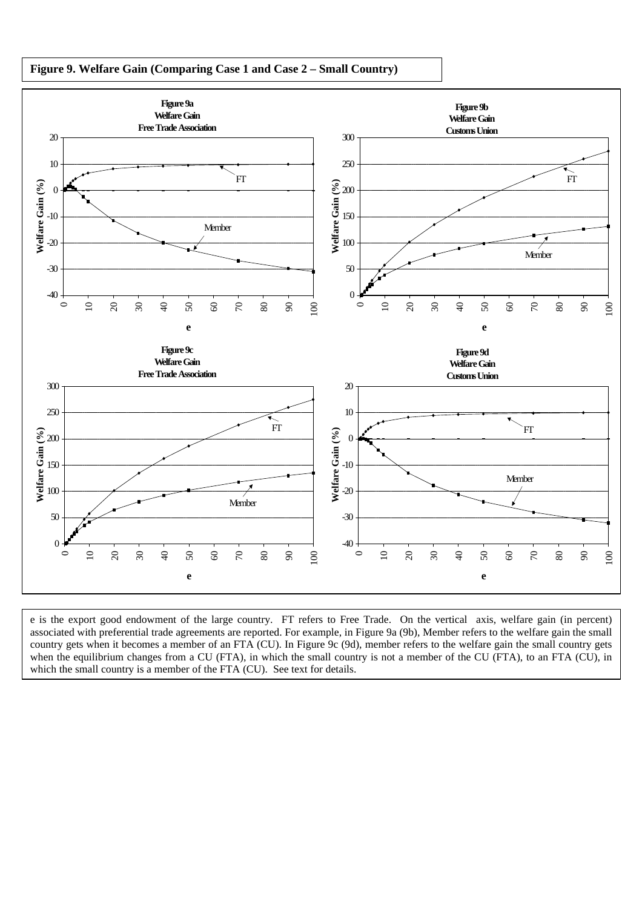**Figure 9. Welfare Gain (Comparing Case 1 and Case 2 – Small Country)**

Figure 9a
Welfare Gain
Free Trade Association

Welfare Gain (%)
20
10
0
-10
-20
-30
-40
0 10 20 30 40 50 60 70 80 90 100
e
FT
Member

Figure 9b
Welfare Gain
Customs Union

Welfare Gain (%)
300
250
200
150
100
50
0
0 10 20 30 40 50 60 70 80 90 100
e
FT
Member

Figure 9c
Welfare Gain
Free Trade Association

Welfare Gain (%)
300
250
200
150
100
50
0
0 10 20 30 40 50 60 70 80 90 100
e
FT
Member

Figure 9d
Welfare Gain
Customs Union

Welfare Gain (%)
20
10
0
-10
-20
-30
-40
0 10 20 30 40 50 60 70 80 90 100
e
FT
Member

e is the export good endowment of the large country. FT refers to Free Trade. On the vertical axis, welfare gain (in percent) associated with preferential trade agreements are reported. For example, in Figure 9a (9b), Member refers to the welfare gain the small country gets when it becomes a member of an FTA (CU). In Figure 9c (9d), member refers to the welfare gain the small country gets when the equilibrium changes from a CU (FTA), in which the small country is not a member of the CU (FTA), to an FTA (CU), in which the small country is a member of the FTA (CU). See text for details.